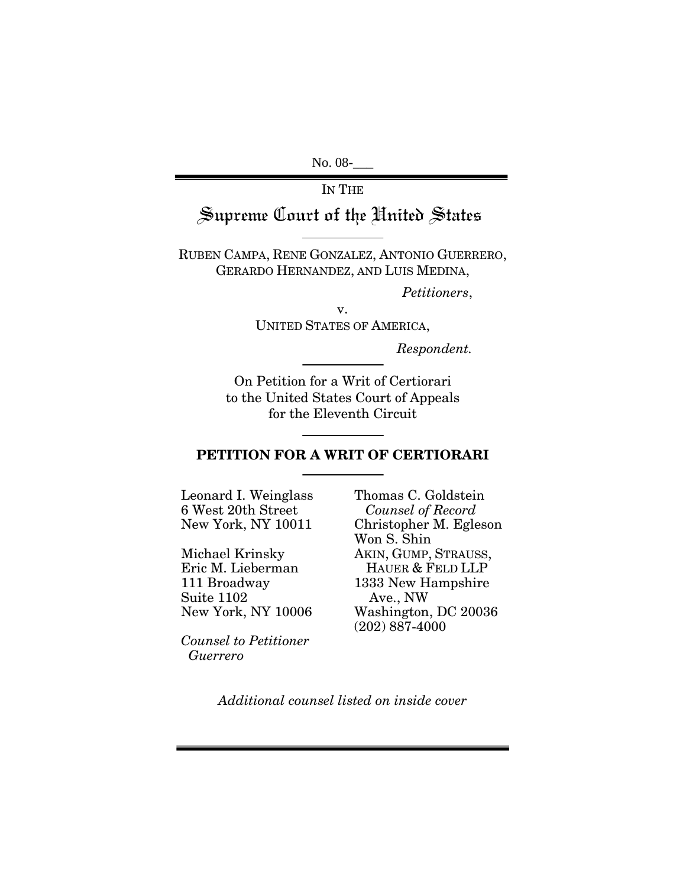No. 08-___

IN THE

# Supreme Court of the United States

RUBEN CAMPA, RENE GONZALEZ, ANTONIO GUERRERO, GERARDO HERNANDEZ, AND LUIS MEDINA,

*Petitioners*,

v.

UNITED STATES OF AMERICA,

*Respondent.*

On Petition for a Writ of Certiorari to the United States Court of Appeals for the Eleventh Circuit

## PETITION FOR A WRIT OF CERTIORARI

Leonard I. Weinglass
6 West 20th Street
New York, NY 10011

Michael Krinsky
Eric M. Lieberman
111 Broadway
Suite 1102
New York, NY 10006

*Counsel to Petitioner Guerrero*

Thomas C. Goldstein
*Counsel of Record*
Christopher M. Egleson
Won S. Shin
AKIN, GUMP, STRAUSS, HAUER & FELD LLP
1333 New Hampshire Ave., NW
Washington, DC 20036
(202) 887-4000

*Additional counsel listed on inside cover*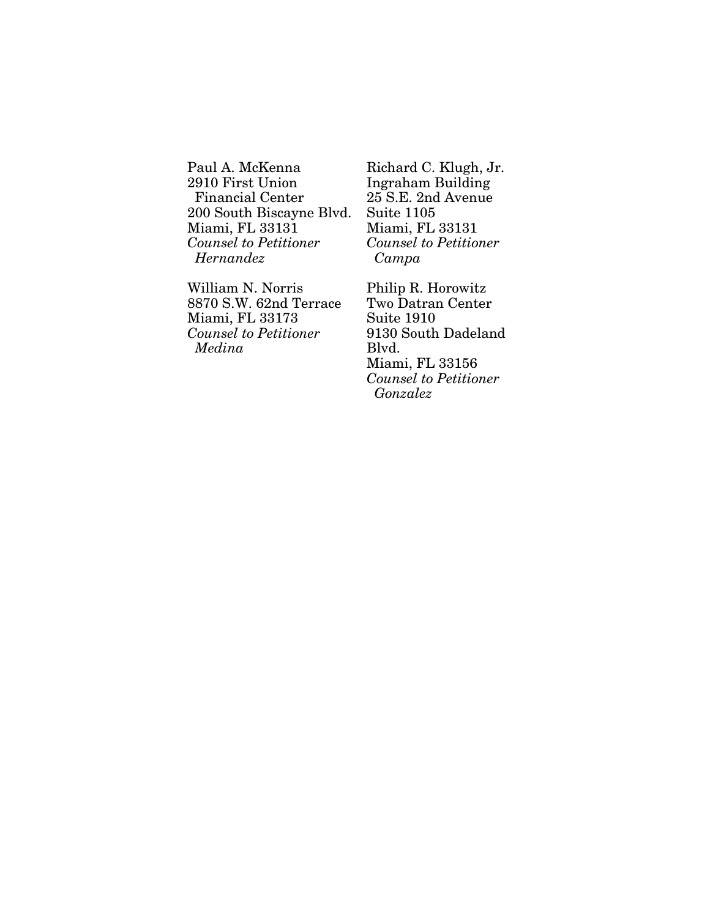Paul A. McKenna
2910 First Union
Financial Center
200 South Biscayne Blvd.
Miami, FL 33131
*Counsel to Petitioner Hernandez*

Richard C. Klugh, Jr.
Ingraham Building
25 S.E. 2nd Avenue
Suite 1105
Miami, FL 33131
*Counsel to Petitioner Campa*

William N. Norris
8870 S.W. 62nd Terrace
Miami, FL 33173
*Counsel to Petitioner Medina*

Philip R. Horowitz
Two Datran Center
Suite 1910
9130 South Dadeland Blvd.
Miami, FL 33156
*Counsel to Petitioner Gonzalez*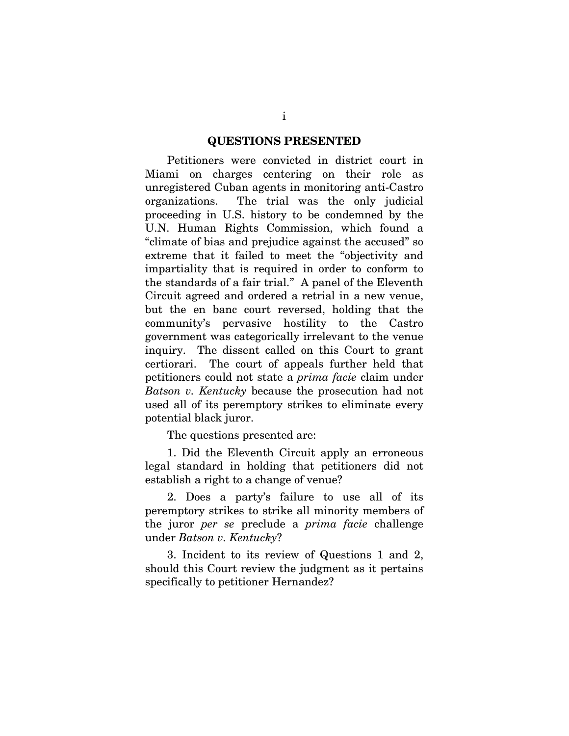## QUESTIONS PRESENTED

Petitioners were convicted in district court in Miami on charges centering on their role as unregistered Cuban agents in monitoring anti-Castro organizations. The trial was the only judicial proceeding in U.S. history to be condemned by the U.N. Human Rights Commission, which found a "climate of bias and prejudice against the accused" so extreme that it failed to meet the "objectivity and impartiality that is required in order to conform to the standards of a fair trial." A panel of the Eleventh Circuit agreed and ordered a retrial in a new venue, but the en banc court reversed, holding that the community's pervasive hostility to the Castro government was categorically irrelevant to the venue inquiry. The dissent called on this Court to grant certiorari. The court of appeals further held that petitioners could not state a *prima facie* claim under *Batson v. Kentucky* because the prosecution had not used all of its peremptory strikes to eliminate every potential black juror.

The questions presented are:

1. Did the Eleventh Circuit apply an erroneous legal standard in holding that petitioners did not establish a right to a change of venue?

2. Does a party's failure to use all of its peremptory strikes to strike all minority members of the juror *per se* preclude a *prima facie* challenge under *Batson v. Kentucky*?

3. Incident to its review of Questions 1 and 2, should this Court review the judgment as it pertains specifically to petitioner Hernandez?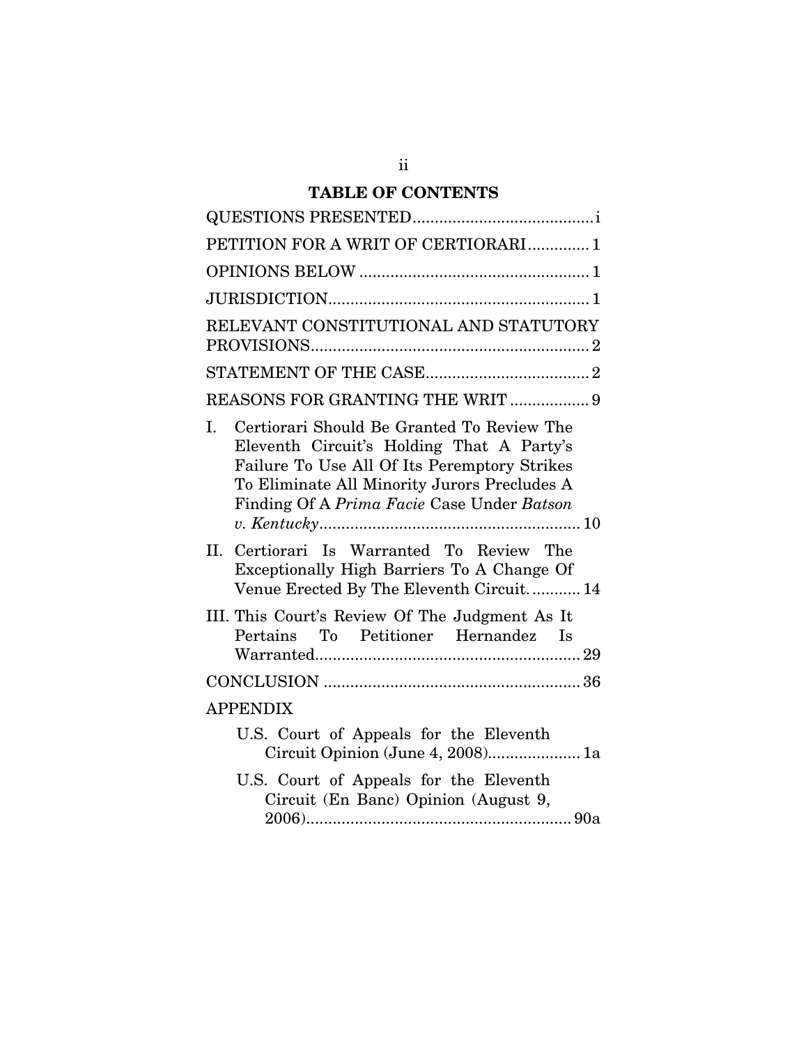## TABLE OF CONTENTS

QUESTIONS PRESENTED.......................................i

PETITION FOR A WRIT OF CERTIORARI.............1

OPINIONS BELOW...................................................1

JURISDICTION.........................................................1

RELEVANT CONSTITUTIONAL AND STATUTORY PROVISIONS.............................................................2

STATEMENT OF THE CASE....................................2

REASONS FOR GRANTING THE WRIT.................9

I. Certiorari Should Be Granted To Review The Eleventh Circuit's Holding That A Party's Failure To Use All Of Its Peremptory Strikes To Eliminate All Minority Jurors Precludes A Finding Of A *Prima Facie* Case Under *Batson v. Kentucky*..........................................................10

II. Certiorari Is Warranted To Review The Exceptionally High Barriers To A Change Of Venue Erected By The Eleventh Circuit............14

III. This Court's Review Of The Judgment As It Pertains To Petitioner Hernandez Is Warranted..........................................................29

CONCLUSION.........................................................36

APPENDIX

U.S. Court of Appeals for the Eleventh Circuit Opinion (June 4, 2008)....................1a

U.S. Court of Appeals for the Eleventh Circuit (En Banc) Opinion (August 9, 2006)...........................................................90a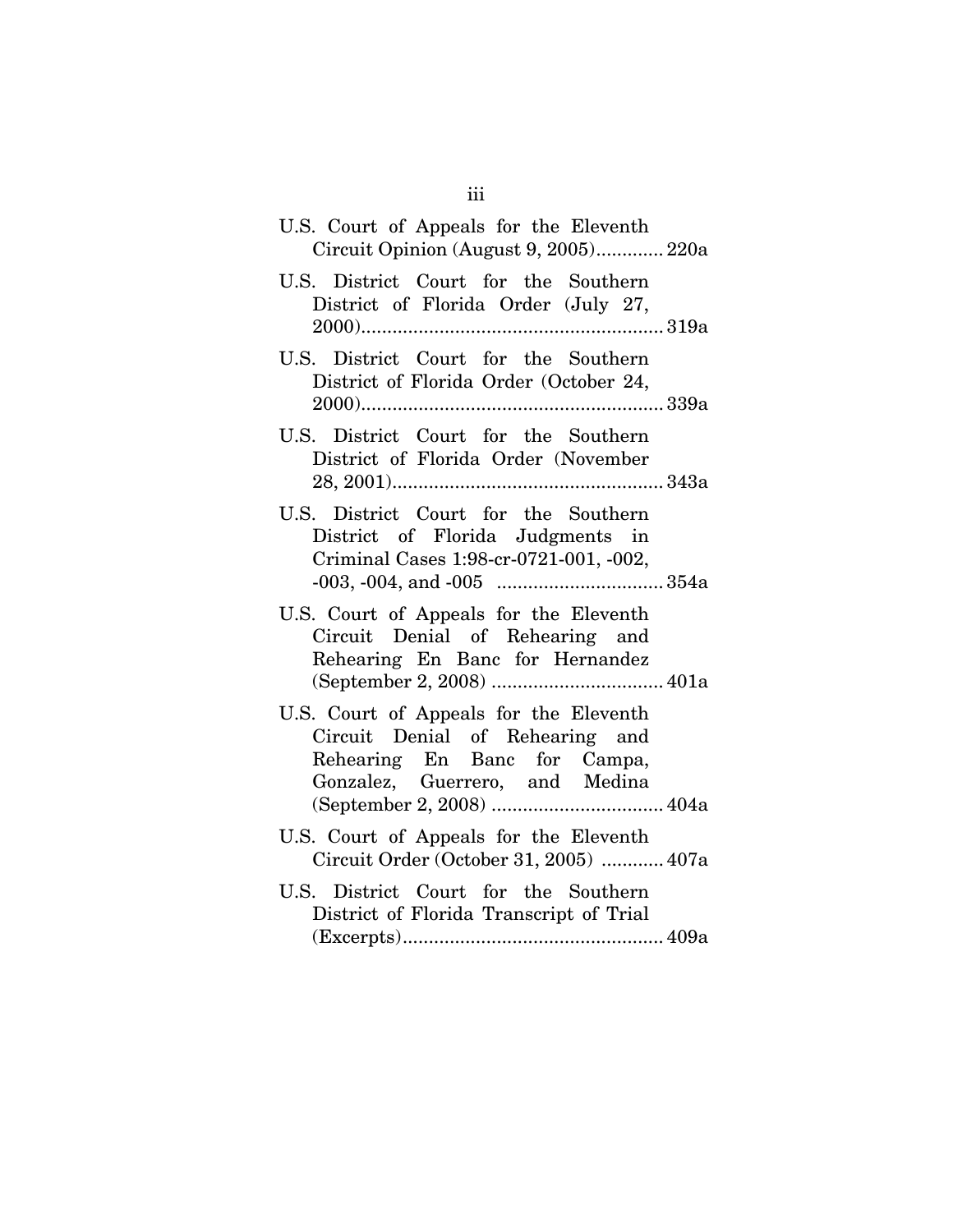U.S. Court of Appeals for the Eleventh Circuit Opinion (August 9, 2005)............. 220a

U.S. District Court for the Southern District of Florida Order (July 27, 2000)........................................................... 319a

U.S. District Court for the Southern District of Florida Order (October 24, 2000)........................................................... 339a

U.S. District Court for the Southern District of Florida Order (November 28, 2001).................................................... 343a

U.S. District Court for the Southern District of Florida Judgments in Criminal Cases 1:98-cr-0721-001, -002, -003, -004, and -005 ................................ 354a

U.S. Court of Appeals for the Eleventh Circuit Denial of Rehearing and Rehearing En Banc for Hernandez (September 2, 2008) ................................. 401a

U.S. Court of Appeals for the Eleventh Circuit Denial of Rehearing and Rehearing En Banc for Campa, Gonzalez, Guerrero, and Medina (September 2, 2008) ................................. 404a

U.S. Court of Appeals for the Eleventh Circuit Order (October 31, 2005) ............ 407a

U.S. District Court for the Southern District of Florida Transcript of Trial (Excerpts).................................................. 409a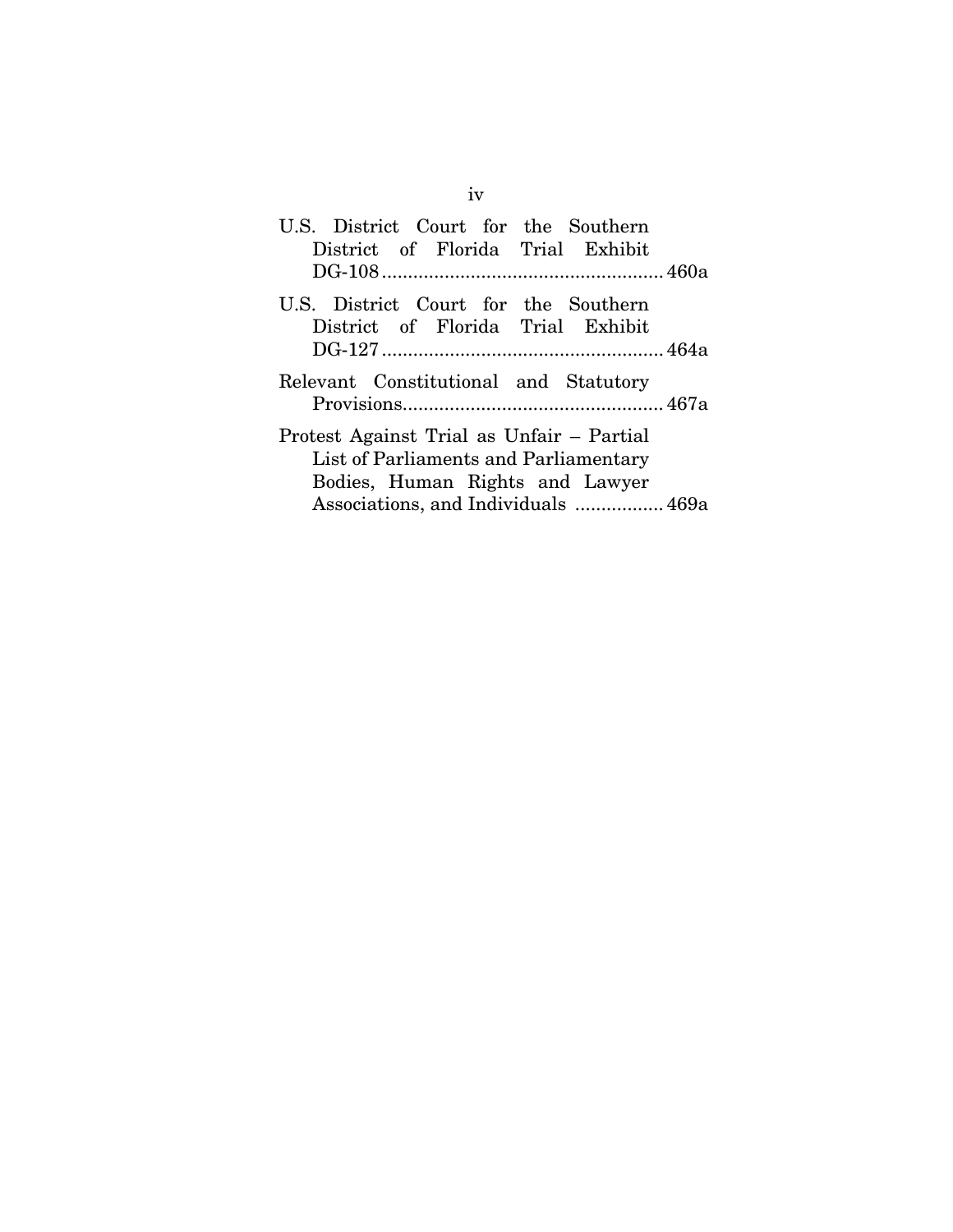U.S. District Court for the Southern District of Florida Trial Exhibit DG-108 ...................................................... 460a

U.S. District Court for the Southern District of Florida Trial Exhibit DG-127 ...................................................... 464a

Relevant Constitutional and Statutory Provisions.................................................. 467a

Protest Against Trial as Unfair – Partial List of Parliaments and Parliamentary Bodies, Human Rights and Lawyer Associations, and Individuals ................. 469a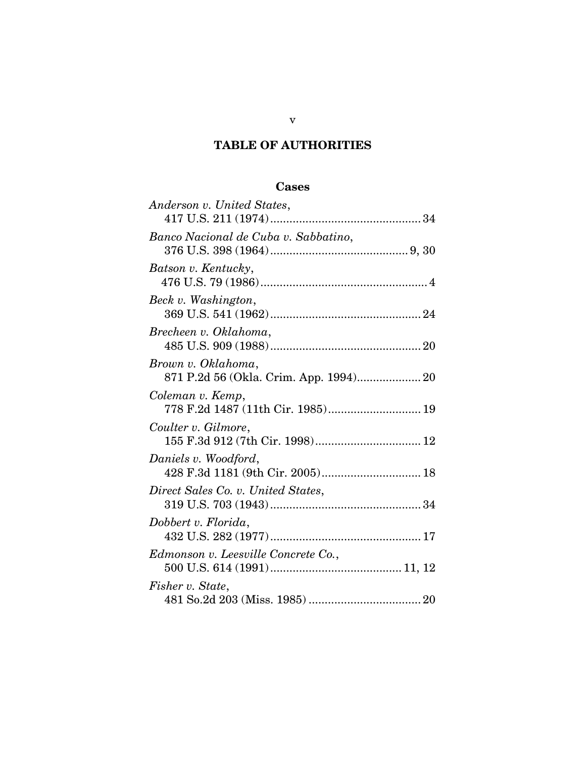# TABLE OF AUTHORITIES

## Cases

*Anderson v. United States*,
417 U.S. 211 (1974) .............................................. 34

*Banco Nacional de Cuba v. Sabbatino*,
376 U.S. 398 (1964) .......................................... 9, 30

*Batson v. Kentucky*,
476 U.S. 79 (1986) .................................................... 4

*Beck v. Washington*,
369 U.S. 541 (1962) .............................................. 24

*Brecheen v. Oklahoma*,
485 U.S. 909 (1988) .............................................. 20

*Brown v. Oklahoma*,
871 P.2d 56 (Okla. Crim. App. 1994).................... 20

*Coleman v. Kemp*,
778 F.2d 1487 (11th Cir. 1985)............................ 19

*Coulter v. Gilmore*,
155 F.3d 912 (7th Cir. 1998)................................ 12

*Daniels v. Woodford*,
428 F.3d 1181 (9th Cir. 2005).............................. 18

*Direct Sales Co. v. United States*,
319 U.S. 703 (1943) .............................................. 34

*Dobbert v. Florida*,
432 U.S. 282 (1977) .............................................. 17

*Edmonson v. Leesville Concrete Co.*,
500 U.S. 614 (1991) ........................................ 11, 12

*Fisher v. State*,
481 So.2d 203 (Miss. 1985) .................................. 20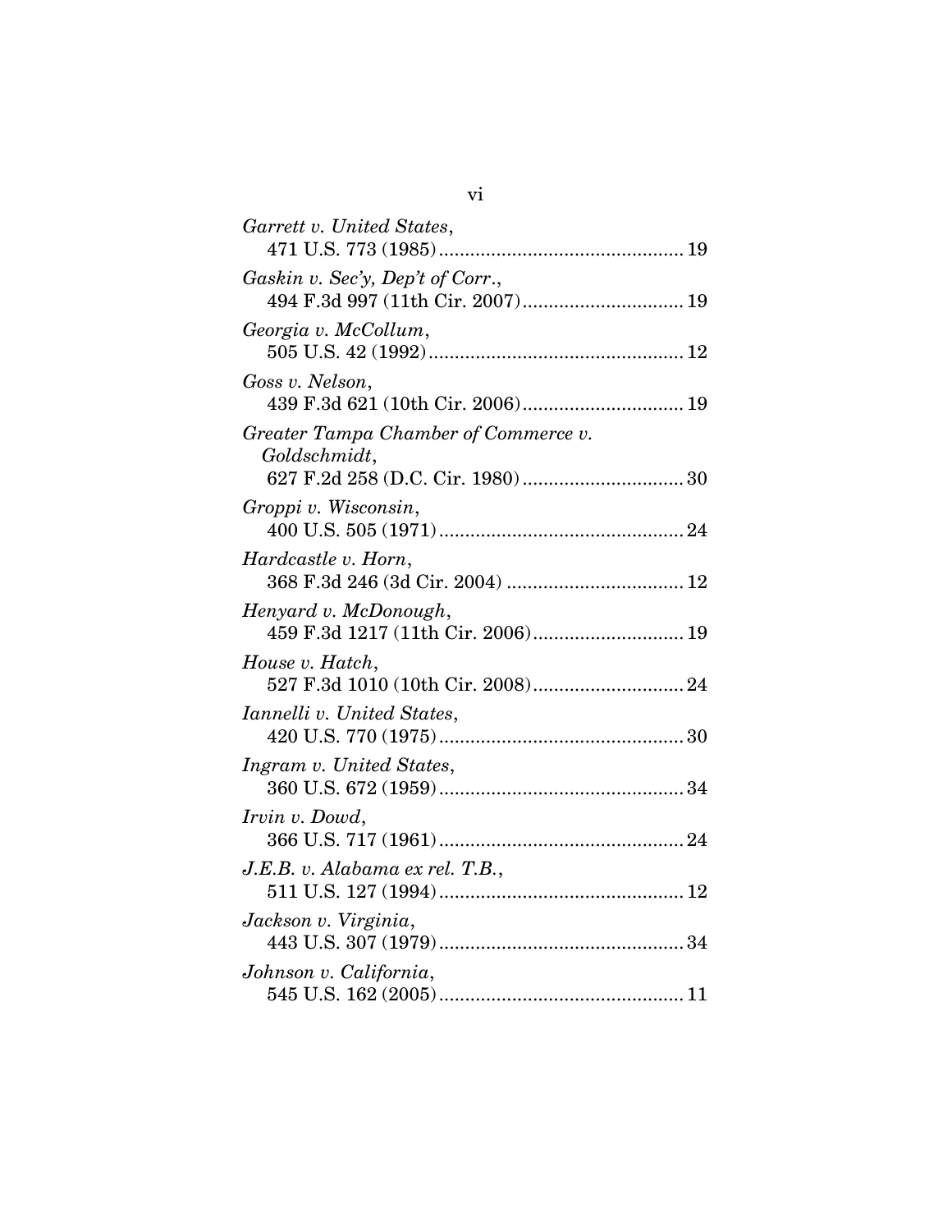*Garrett v. United States*,
471 U.S. 773 (1985) ............................................... 19

*Gaskin v. Sec'y, Dep't of Corr.*,
494 F.3d 997 (11th Cir. 2007) ............................... 19

*Georgia v. McCollum*,
505 U.S. 42 (1992) ................................................. 12

*Goss v. Nelson*,
439 F.3d 621 (10th Cir. 2006) ............................... 19

*Greater Tampa Chamber of Commerce v. Goldschmidt*,
627 F.2d 258 (D.C. Cir. 1980) ............................... 30

*Groppi v. Wisconsin*,
400 U.S. 505 (1971) ............................................... 24

*Hardcastle v. Horn*,
368 F.3d 246 (3d Cir. 2004) .................................. 12

*Henyard v. McDonough*,
459 F.3d 1217 (11th Cir. 2006) ............................. 19

*House v. Hatch*,
527 F.3d 1010 (10th Cir. 2008) ............................. 24

*Iannelli v. United States*,
420 U.S. 770 (1975) ............................................... 30

*Ingram v. United States*,
360 U.S. 672 (1959) ............................................... 34

*Irvin v. Dowd*,
366 U.S. 717 (1961) ............................................... 24

*J.E.B. v. Alabama ex rel. T.B.*,
511 U.S. 127 (1994) ............................................... 12

*Jackson v. Virginia*,
443 U.S. 307 (1979) ............................................... 34

*Johnson v. California*,
545 U.S. 162 (2005) ............................................... 11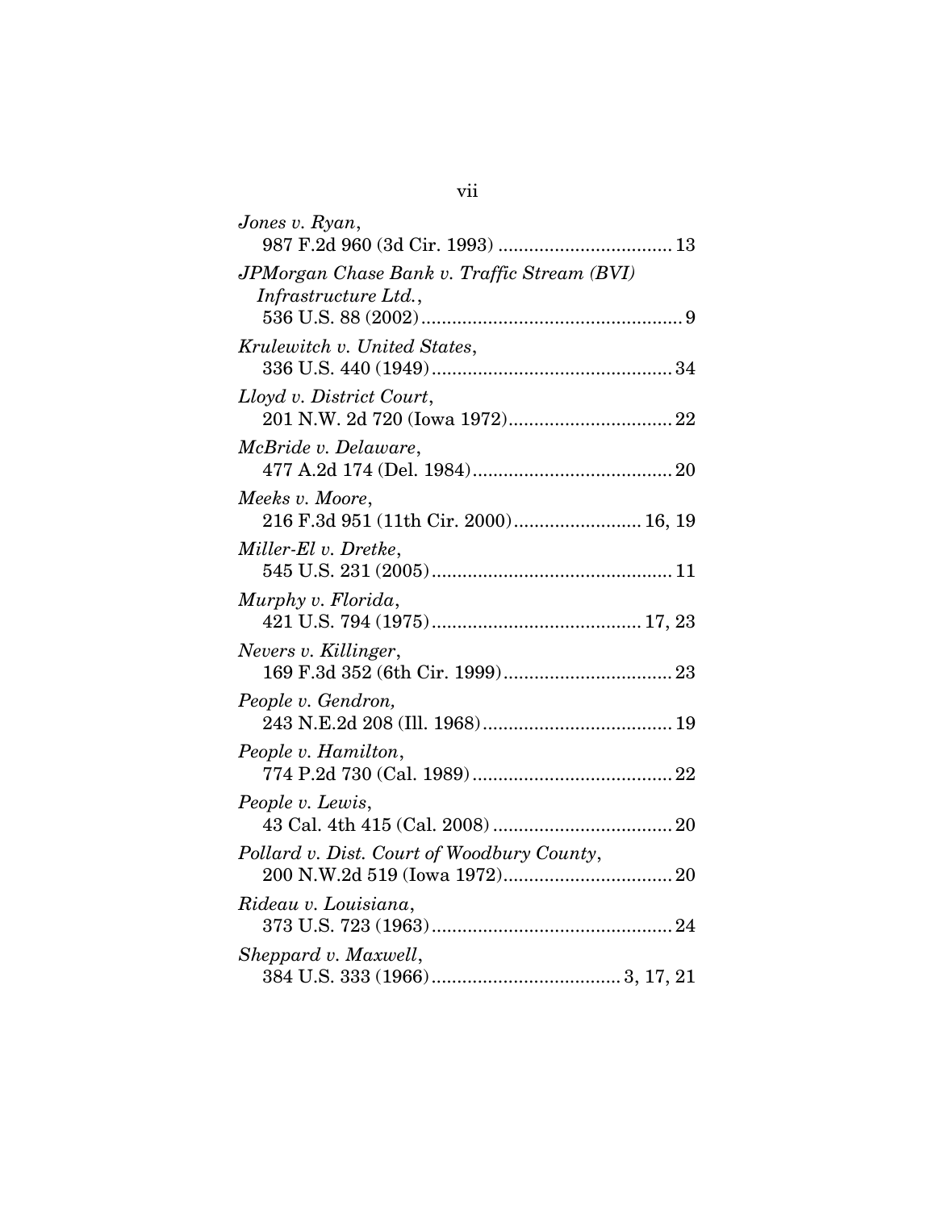*Jones v. Ryan*,
987 F.2d 960 (3d Cir. 1993) .................................. 13

*JPMorgan Chase Bank v. Traffic Stream (BVI) Infrastructure Ltd.*,
536 U.S. 88 (2002).................................................. 9

*Krulewitch v. United States*,
336 U.S. 440 (1949).............................................. 34

*Lloyd v. District Court*,
201 N.W. 2d 720 (Iowa 1972)................................ 22

*McBride v. Delaware*,
477 A.2d 174 (Del. 1984)....................................... 20

*Meeks v. Moore*,
216 F.3d 951 (11th Cir. 2000)......................... 16, 19

*Miller-El v. Dretke*,
545 U.S. 231 (2005).............................................. 11

*Murphy v. Florida*,
421 U.S. 794 (1975)........................................ 17, 23

*Nevers v. Killinger*,
169 F.3d 352 (6th Cir. 1999)................................. 23

*People v. Gendron,*
243 N.E.2d 208 (Ill. 1968)..................................... 19

*People v. Hamilton*,
774 P.2d 730 (Cal. 1989)....................................... 22

*People v. Lewis*,
43 Cal. 4th 415 (Cal. 2008) ................................... 20

*Pollard v. Dist. Court of Woodbury County*,
200 N.W.2d 519 (Iowa 1972)................................. 20

*Rideau v. Louisiana*,
373 U.S. 723 (1963).............................................. 24

*Sheppard v. Maxwell*,
384 U.S. 333 (1966).................................... 3, 17, 21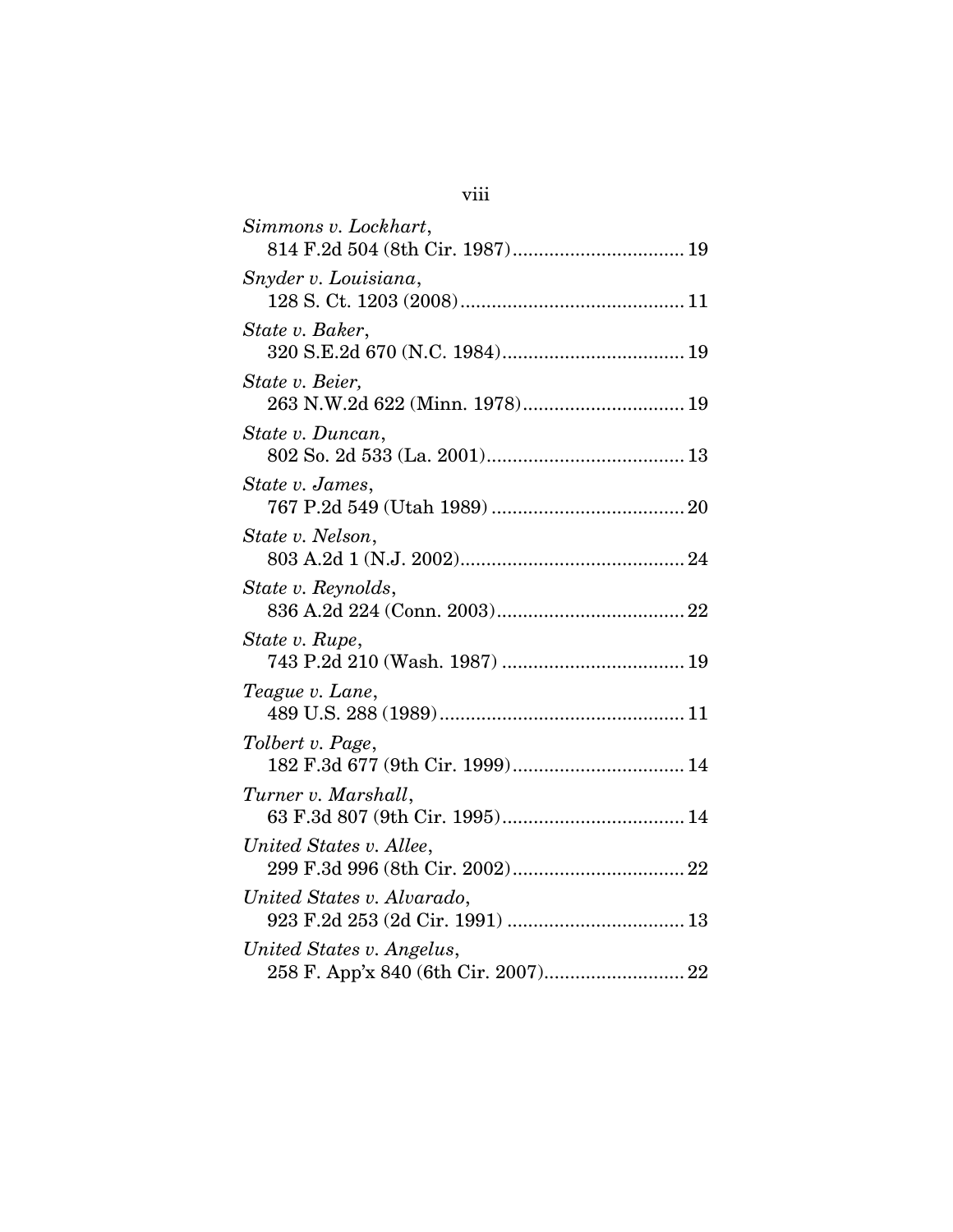*Simmons v. Lockhart*,
814 F.2d 504 (8th Cir. 1987)................................. 19

*Snyder v. Louisiana*,
128 S. Ct. 1203 (2008)........................................... 11

*State v. Baker*,
320 S.E.2d 670 (N.C. 1984)................................... 19

*State v. Beier,*
263 N.W.2d 622 (Minn. 1978)............................... 19

*State v. Duncan*,
802 So. 2d 533 (La. 2001)...................................... 13

*State v. James*,
767 P.2d 549 (Utah 1989) ..................................... 20

*State v. Nelson*,
803 A.2d 1 (N.J. 2002)........................................... 24

*State v. Reynolds*,
836 A.2d 224 (Conn. 2003).................................... 22

*State v. Rupe*,
743 P.2d 210 (Wash. 1987) ................................... 19

*Teague v. Lane*,
489 U.S. 288 (1989)............................................... 11

*Tolbert v. Page*,
182 F.3d 677 (9th Cir. 1999)................................. 14

*Turner v. Marshall*,
63 F.3d 807 (9th Cir. 1995)................................... 14

*United States v. Allee*,
299 F.3d 996 (8th Cir. 2002)................................. 22

*United States v. Alvarado*,
923 F.2d 253 (2d Cir. 1991) .................................. 13

*United States v. Angelus*,
258 F. App'x 840 (6th Cir. 2007)........................... 22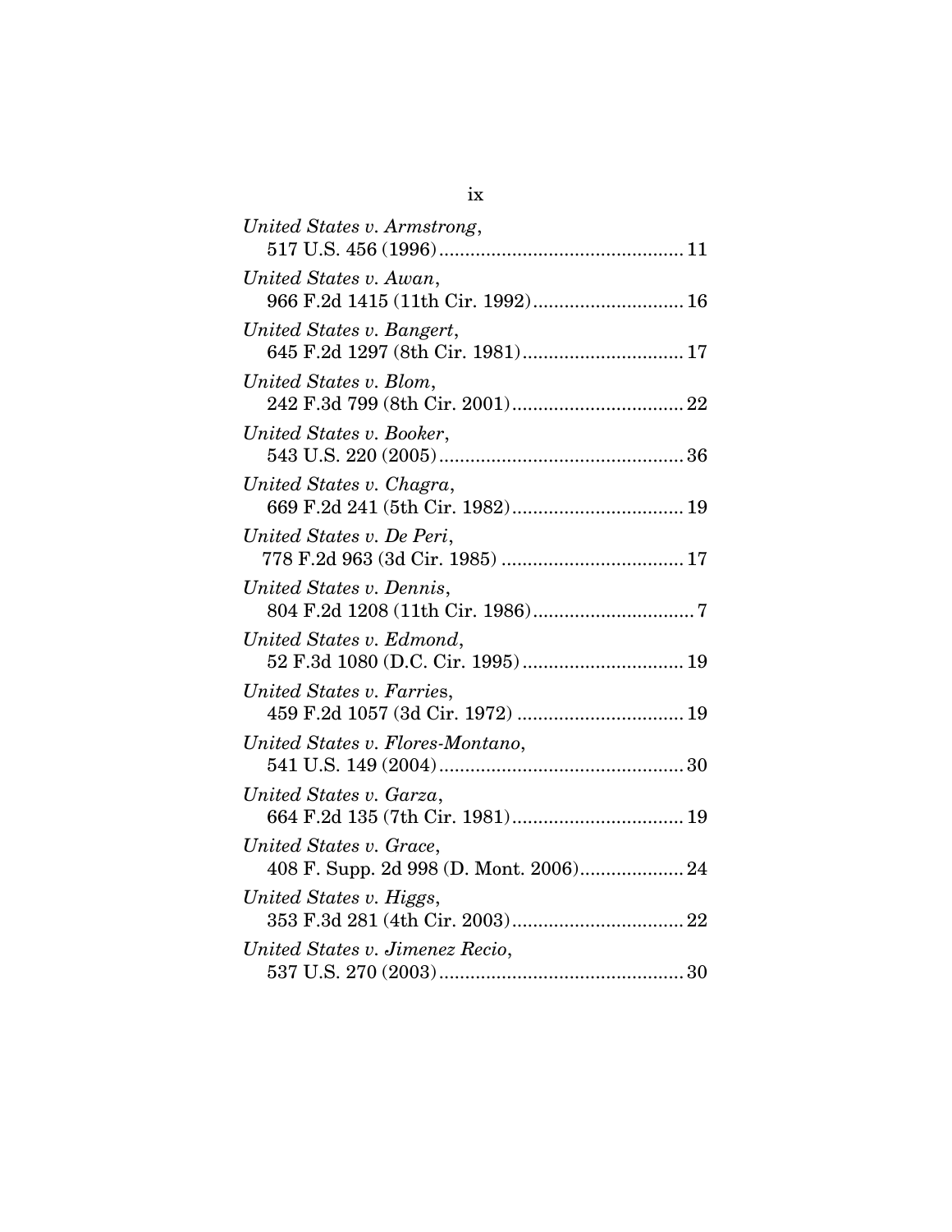*United States v. Armstrong*,
517 U.S. 456 (1996)............................................... 11

*United States v. Awan*,
966 F.2d 1415 (11th Cir. 1992)............................. 16

*United States v. Bangert*,
645 F.2d 1297 (8th Cir. 1981)............................... 17

*United States v. Blom*,
242 F.3d 799 (8th Cir. 2001)................................. 22

*United States v. Booker*,
543 U.S. 220 (2005)............................................... 36

*United States v. Chagra*,
669 F.2d 241 (5th Cir. 1982)................................. 19

*United States v. De Peri*,
778 F.2d 963 (3d Cir. 1985) ................................... 17

*United States v. Dennis*,
804 F.2d 1208 (11th Cir. 1986)............................... 7

*United States v. Edmond*,
52 F.3d 1080 (D.C. Cir. 1995)............................... 19

*United States v. Farries*,
459 F.2d 1057 (3d Cir. 1972) ................................ 19

*United States v. Flores-Montano*,
541 U.S. 149 (2004)............................................... 30

*United States v. Garza*,
664 F.2d 135 (7th Cir. 1981)................................. 19

*United States v. Grace*,
408 F. Supp. 2d 998 (D. Mont. 2006).................... 24

*United States v. Higgs*,
353 F.3d 281 (4th Cir. 2003)................................. 22

*United States v. Jimenez Recio*,
537 U.S. 270 (2003)............................................... 30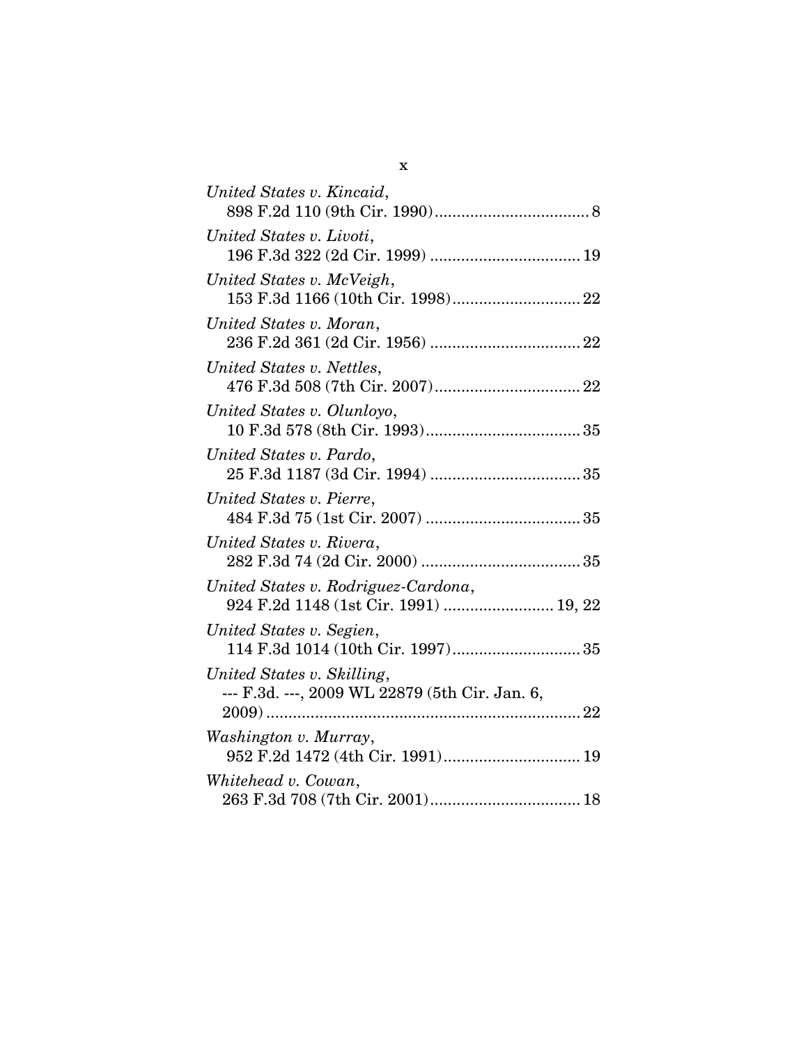*United States v. Kincaid*,
898 F.2d 110 (9th Cir. 1990) .................................. 8

*United States v. Livoti*,
196 F.3d 322 (2d Cir. 1999) .................................. 19

*United States v. McVeigh*,
153 F.3d 1166 (10th Cir. 1998) ............................. 22

*United States v. Moran*,
236 F.2d 361 (2d Cir. 1956) .................................. 22

*United States v. Nettles*,
476 F.3d 508 (7th Cir. 2007) ................................. 22

*United States v. Olunloyo*,
10 F.3d 578 (8th Cir. 1993) ................................... 35

*United States v. Pardo*,
25 F.3d 1187 (3d Cir. 1994) .................................. 35

*United States v. Pierre*,
484 F.3d 75 (1st Cir. 2007) ................................... 35

*United States v. Rivera*,
282 F.3d 74 (2d Cir. 2000) .................................... 35

*United States v. Rodriguez-Cardona*,
924 F.2d 1148 (1st Cir. 1991) ......................... 19, 22

*United States v. Segien*,
114 F.3d 1014 (10th Cir. 1997) ............................. 35

*United States v. Skilling*,
--- F.3d. ---, 2009 WL 22879 (5th Cir. Jan. 6, 2009) ....................................................................... 22

*Washington v. Murray*,
952 F.2d 1472 (4th Cir. 1991) ............................... 19

*Whitehead v. Cowan*,
263 F.3d 708 (7th Cir. 2001) ................................. 18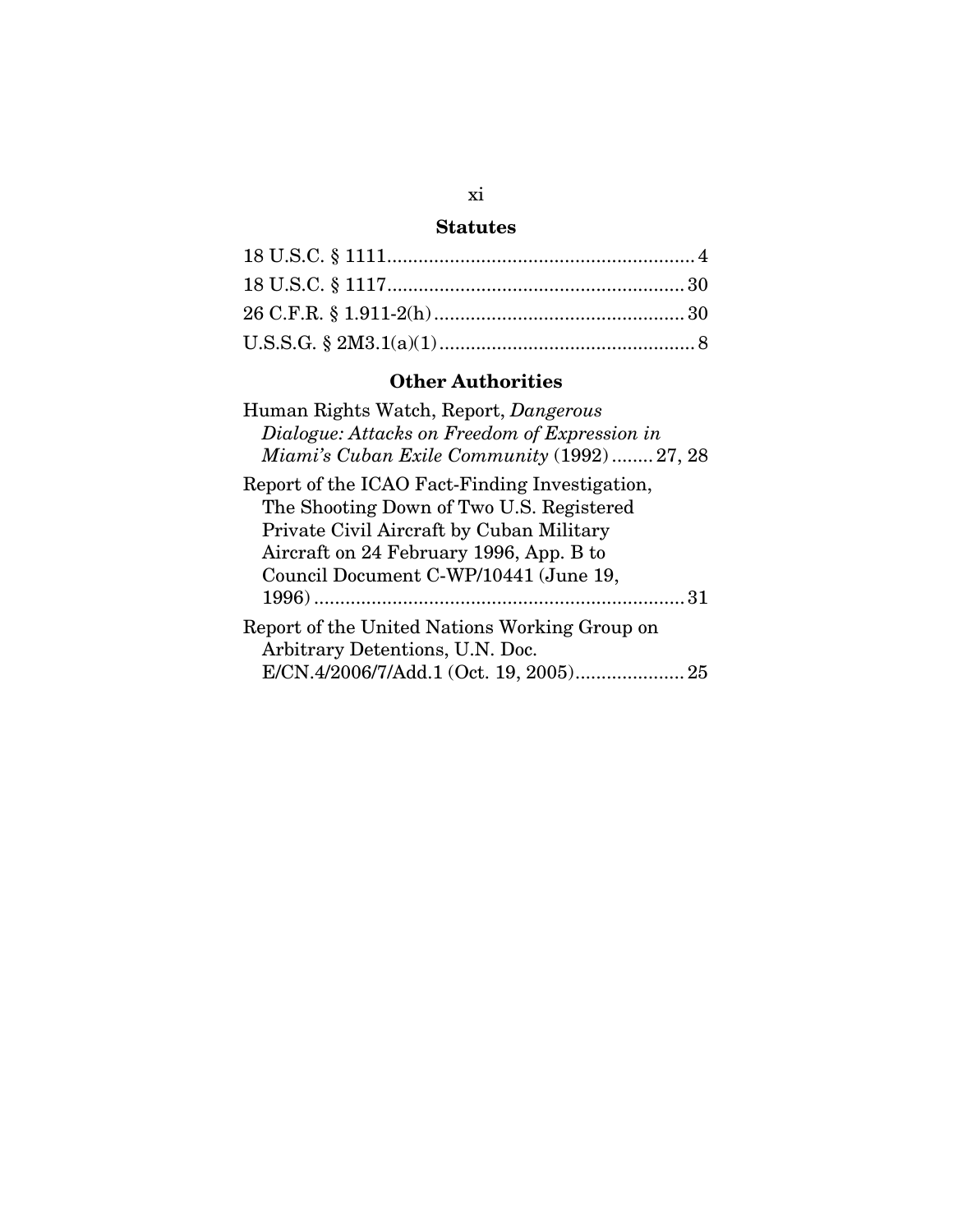## Statutes

18 U.S.C. § 1111 .......................................................... 4

18 U.S.C. § 1117 ........................................................ 30

26 C.F.R. § 1.911-2(h) ................................................ 30

U.S.S.G. § 2M3.1(a)(1) ................................................. 8

## Other Authorities

Human Rights Watch, Report, *Dangerous Dialogue: Attacks on Freedom of Expression in Miami's Cuban Exile Community* (1992) ........ 27, 28

Report of the ICAO Fact-Finding Investigation, The Shooting Down of Two U.S. Registered Private Civil Aircraft by Cuban Military Aircraft on 24 February 1996, App. B to Council Document C-WP/10441 (June 19, 1996) ....................................................................... 31

Report of the United Nations Working Group on Arbitrary Detentions, U.N. Doc. E/CN.4/2006/7/Add.1 (Oct. 19, 2005) ..................... 25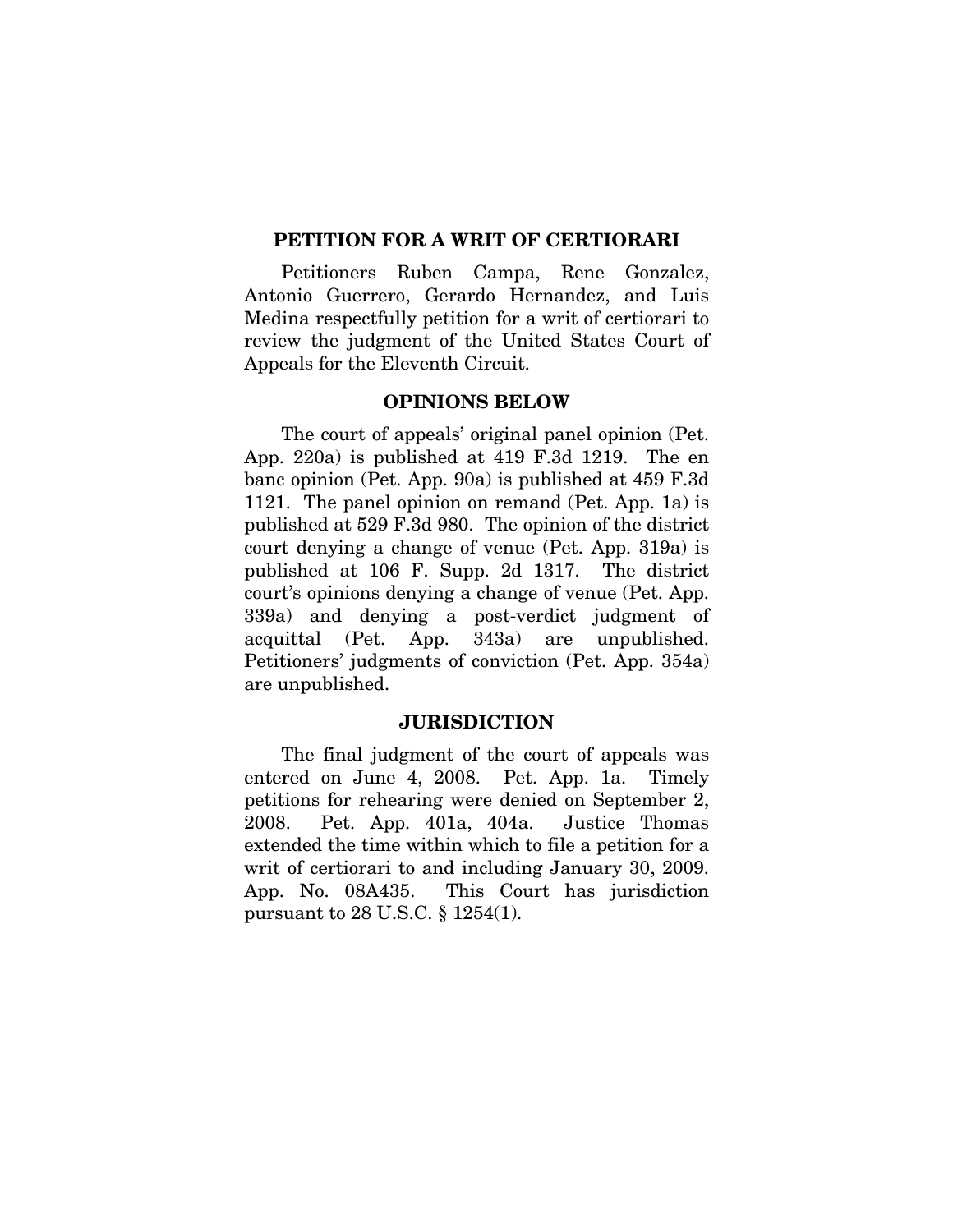## PETITION FOR A WRIT OF CERTIORARI

Petitioners Ruben Campa, Rene Gonzalez, Antonio Guerrero, Gerardo Hernandez, and Luis Medina respectfully petition for a writ of certiorari to review the judgment of the United States Court of Appeals for the Eleventh Circuit.

## OPINIONS BELOW

The court of appeals' original panel opinion (Pet. App. 220a) is published at 419 F.3d 1219. The en banc opinion (Pet. App. 90a) is published at 459 F.3d 1121. The panel opinion on remand (Pet. App. 1a) is published at 529 F.3d 980. The opinion of the district court denying a change of venue (Pet. App. 319a) is published at 106 F. Supp. 2d 1317. The district court's opinions denying a change of venue (Pet. App. 339a) and denying a post-verdict judgment of acquittal (Pet. App. 343a) are unpublished. Petitioners' judgments of conviction (Pet. App. 354a) are unpublished.

## JURISDICTION

The final judgment of the court of appeals was entered on June 4, 2008. Pet. App. 1a. Timely petitions for rehearing were denied on September 2, 2008. Pet. App. 401a, 404a. Justice Thomas extended the time within which to file a petition for a writ of certiorari to and including January 30, 2009. App. No. 08A435. This Court has jurisdiction pursuant to 28 U.S.C. § 1254(1).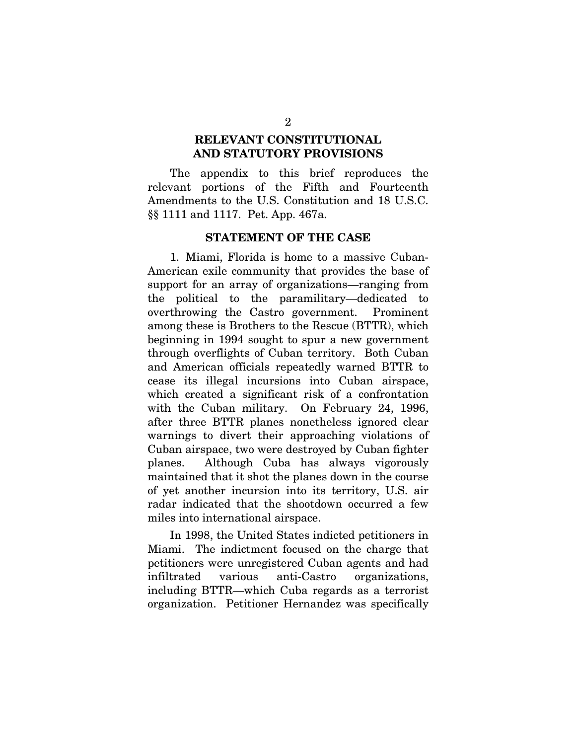## RELEVANT CONSTITUTIONAL AND STATUTORY PROVISIONS

The appendix to this brief reproduces the relevant portions of the Fifth and Fourteenth Amendments to the U.S. Constitution and 18 U.S.C. §§ 1111 and 1117. Pet. App. 467a.

## STATEMENT OF THE CASE

1. Miami, Florida is home to a massive Cuban-American exile community that provides the base of support for an array of organizations—ranging from the political to the paramilitary—dedicated to overthrowing the Castro government. Prominent among these is Brothers to the Rescue (BTTR), which beginning in 1994 sought to spur a new government through overflights of Cuban territory. Both Cuban and American officials repeatedly warned BTTR to cease its illegal incursions into Cuban airspace, which created a significant risk of a confrontation with the Cuban military. On February 24, 1996, after three BTTR planes nonetheless ignored clear warnings to divert their approaching violations of Cuban airspace, two were destroyed by Cuban fighter planes. Although Cuba has always vigorously maintained that it shot the planes down in the course of yet another incursion into its territory, U.S. air radar indicated that the shootdown occurred a few miles into international airspace.

In 1998, the United States indicted petitioners in Miami. The indictment focused on the charge that petitioners were unregistered Cuban agents and had infiltrated various anti-Castro organizations, including BTTR—which Cuba regards as a terrorist organization. Petitioner Hernandez was specifically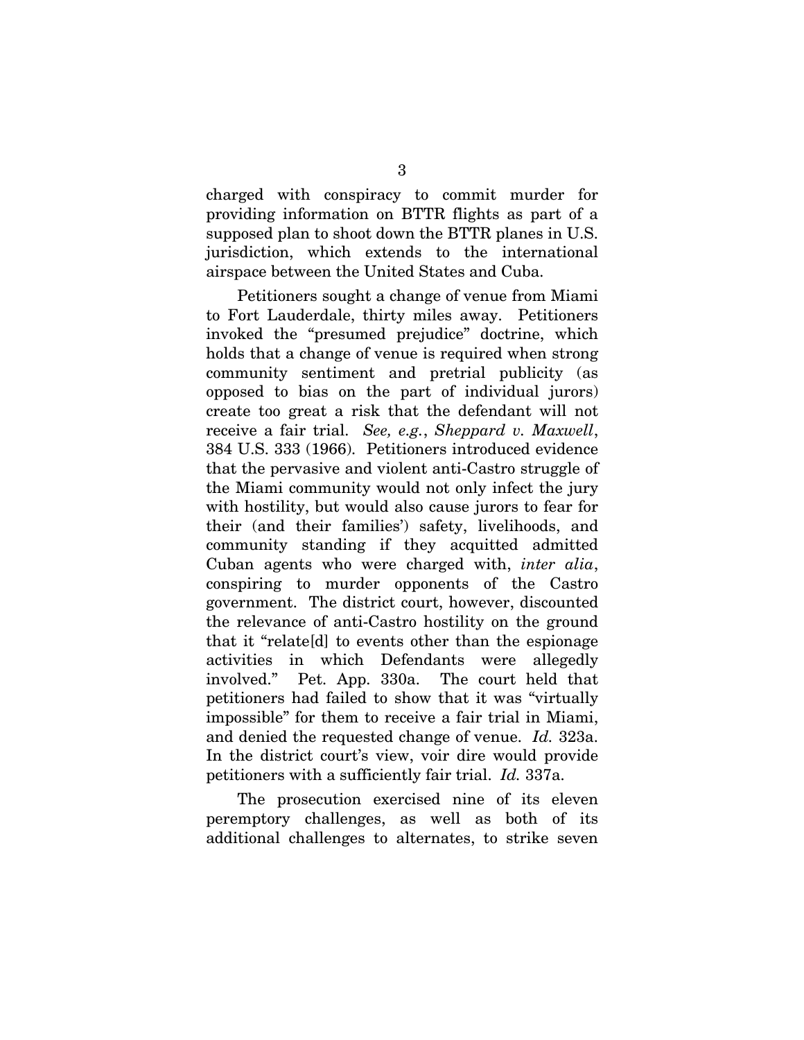charged with conspiracy to commit murder for providing information on BTTR flights as part of a supposed plan to shoot down the BTTR planes in U.S. jurisdiction, which extends to the international airspace between the United States and Cuba.

Petitioners sought a change of venue from Miami to Fort Lauderdale, thirty miles away. Petitioners invoked the "presumed prejudice" doctrine, which holds that a change of venue is required when strong community sentiment and pretrial publicity (as opposed to bias on the part of individual jurors) create too great a risk that the defendant will not receive a fair trial. *See, e.g.*, *Sheppard v. Maxwell*, 384 U.S. 333 (1966). Petitioners introduced evidence that the pervasive and violent anti-Castro struggle of the Miami community would not only infect the jury with hostility, but would also cause jurors to fear for their (and their families') safety, livelihoods, and community standing if they acquitted admitted Cuban agents who were charged with, *inter alia*, conspiring to murder opponents of the Castro government. The district court, however, discounted the relevance of anti-Castro hostility on the ground that it "relate[d] to events other than the espionage activities in which Defendants were allegedly involved." Pet. App. 330a. The court held that petitioners had failed to show that it was "virtually impossible" for them to receive a fair trial in Miami, and denied the requested change of venue. *Id.* 323a. In the district court's view, voir dire would provide petitioners with a sufficiently fair trial. *Id.* 337a.

The prosecution exercised nine of its eleven peremptory challenges, as well as both of its additional challenges to alternates, to strike seven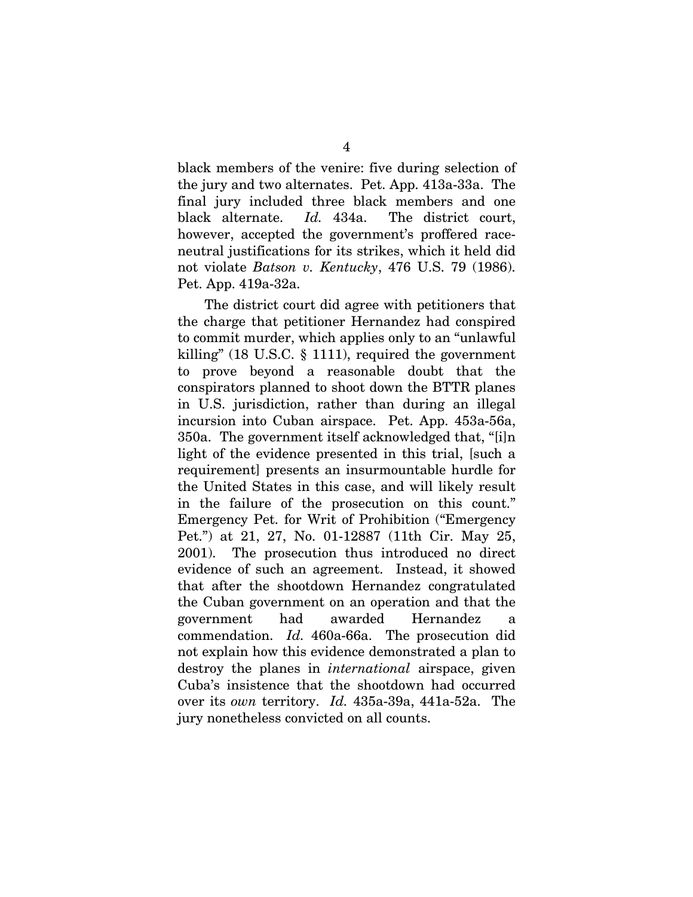black members of the venire: five during selection of the jury and two alternates. Pet. App. 413a-33a. The final jury included three black members and one black alternate. *Id.* 434a. The district court, however, accepted the government's proffered race-neutral justifications for its strikes, which it held did not violate *Batson v. Kentucky*, 476 U.S. 79 (1986). Pet. App. 419a-32a.

The district court did agree with petitioners that the charge that petitioner Hernandez had conspired to commit murder, which applies only to an "unlawful killing" (18 U.S.C. § 1111), required the government to prove beyond a reasonable doubt that the conspirators planned to shoot down the BTTR planes in U.S. jurisdiction, rather than during an illegal incursion into Cuban airspace. Pet. App. 453a-56a, 350a. The government itself acknowledged that, "[i]n light of the evidence presented in this trial, [such a requirement] presents an insurmountable hurdle for the United States in this case, and will likely result in the failure of the prosecution on this count." Emergency Pet. for Writ of Prohibition ("Emergency Pet.") at 21, 27, No. 01-12887 (11th Cir. May 25, 2001). The prosecution thus introduced no direct evidence of such an agreement. Instead, it showed that after the shootdown Hernandez congratulated the Cuban government on an operation and that the government had awarded Hernandez a commendation. *Id.* 460a-66a. The prosecution did not explain how this evidence demonstrated a plan to destroy the planes in *international* airspace, given Cuba's insistence that the shootdown had occurred over its *own* territory. *Id.* 435a-39a, 441a-52a. The jury nonetheless convicted on all counts.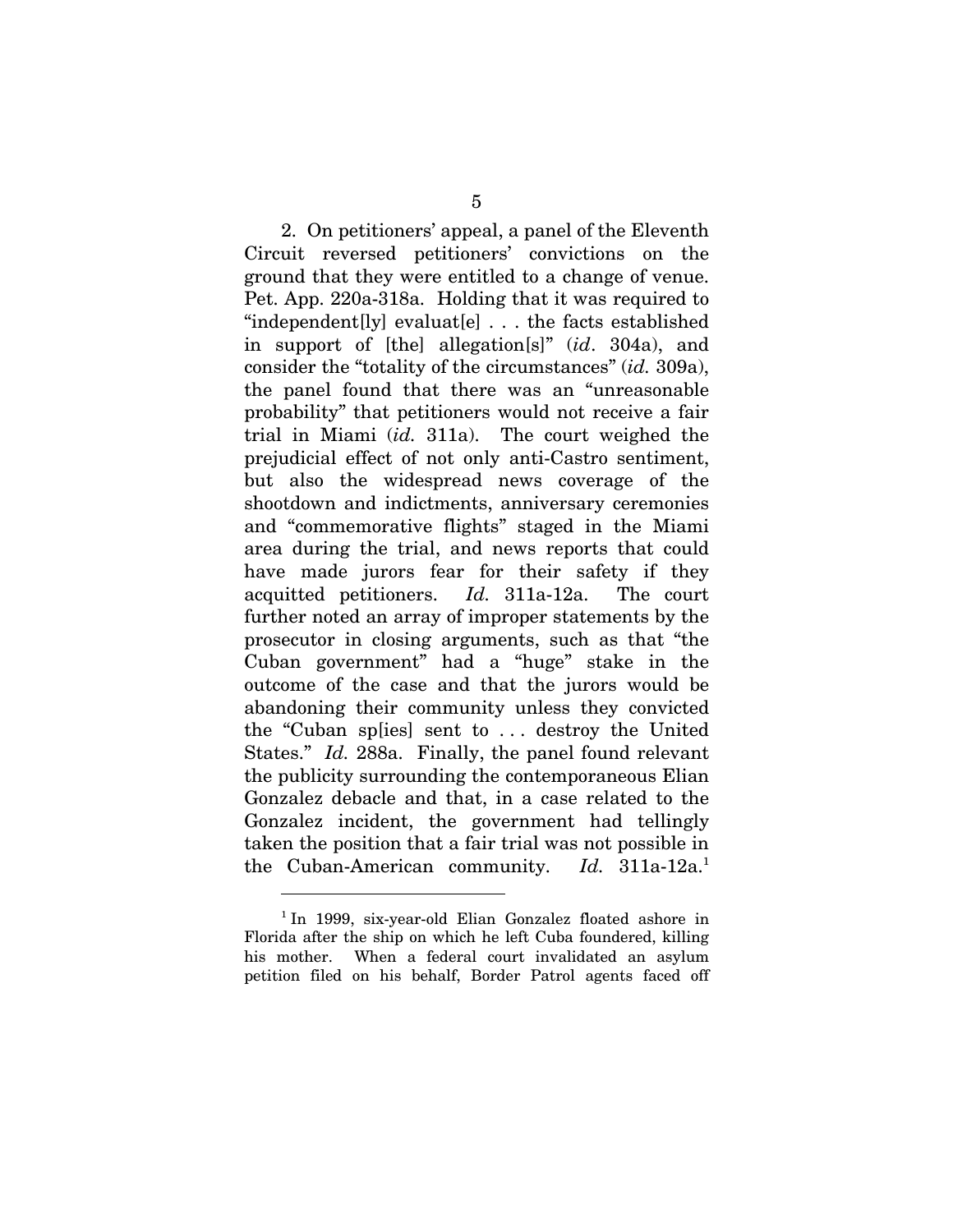2. On petitioners' appeal, a panel of the Eleventh Circuit reversed petitioners' convictions on the ground that they were entitled to a change of venue. Pet. App. 220a-318a. Holding that it was required to "independent[ly] evaluat[e] . . . the facts established in support of [the] allegation[s]" (*id*. 304a), and consider the "totality of the circumstances" (*id.* 309a), the panel found that there was an "unreasonable probability" that petitioners would not receive a fair trial in Miami (*id.* 311a). The court weighed the prejudicial effect of not only anti-Castro sentiment, but also the widespread news coverage of the shootdown and indictments, anniversary ceremonies and "commemorative flights" staged in the Miami area during the trial, and news reports that could have made jurors fear for their safety if they acquitted petitioners. *Id.* 311a-12a. The court further noted an array of improper statements by the prosecutor in closing arguments, such as that "the Cuban government" had a "huge" stake in the outcome of the case and that the jurors would be abandoning their community unless they convicted the "Cuban sp[ies] sent to . . . destroy the United States." *Id.* 288a. Finally, the panel found relevant the publicity surrounding the contemporaneous Elian Gonzalez debacle and that, in a case related to the Gonzalez incident, the government had tellingly taken the position that a fair trial was not possible in the Cuban-American community. *Id.* 311a-12a.[1]

---

[1] In 1999, six-year-old Elian Gonzalez floated ashore in Florida after the ship on which he left Cuba foundered, killing his mother. When a federal court invalidated an asylum petition filed on his behalf, Border Patrol agents faced off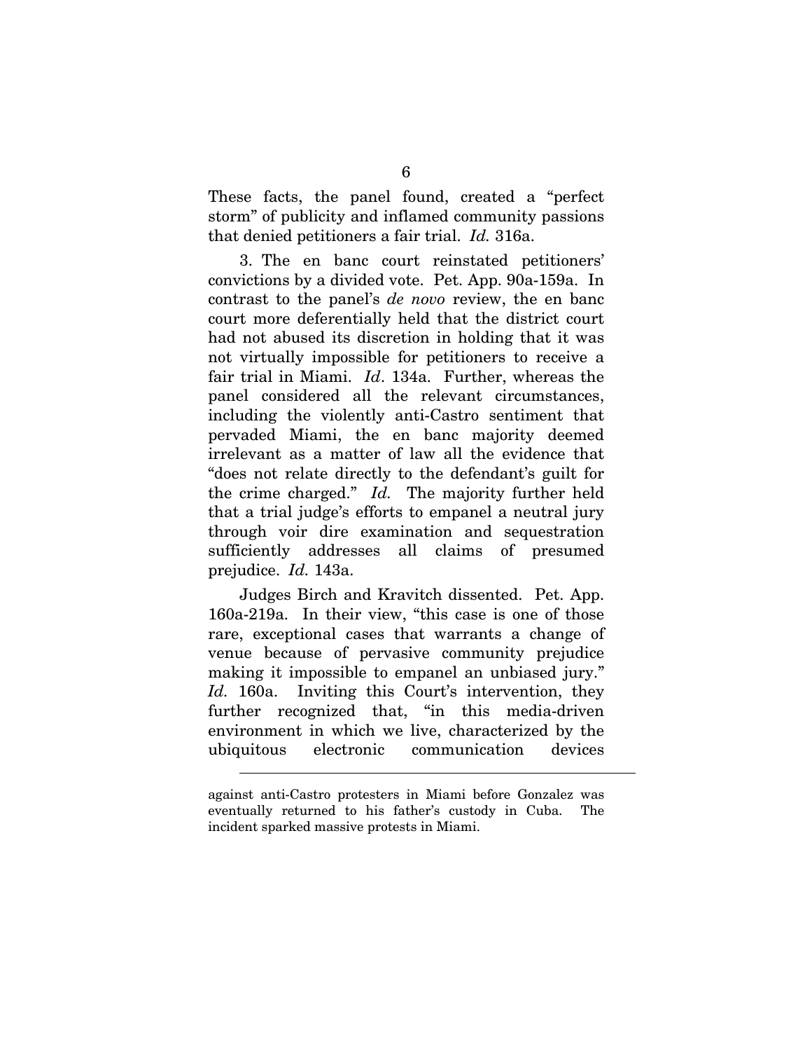These facts, the panel found, created a "perfect storm" of publicity and inflamed community passions that denied petitioners a fair trial. *Id.* 316a.

3. The en banc court reinstated petitioners' convictions by a divided vote. Pet. App. 90a-159a. In contrast to the panel's *de novo* review, the en banc court more deferentially held that the district court had not abused its discretion in holding that it was not virtually impossible for petitioners to receive a fair trial in Miami. *Id*. 134a. Further, whereas the panel considered all the relevant circumstances, including the violently anti-Castro sentiment that pervaded Miami, the en banc majority deemed irrelevant as a matter of law all the evidence that "does not relate directly to the defendant's guilt for the crime charged." *Id.* The majority further held that a trial judge's efforts to empanel a neutral jury through voir dire examination and sequestration sufficiently addresses all claims of presumed prejudice. *Id.* 143a.

Judges Birch and Kravitch dissented. Pet. App. 160a-219a. In their view, "this case is one of those rare, exceptional cases that warrants a change of venue because of pervasive community prejudice making it impossible to empanel an unbiased jury." *Id.* 160a. Inviting this Court's intervention, they further recognized that, "in this media-driven environment in which we live, characterized by the ubiquitous electronic communication devices

---

against anti-Castro protesters in Miami before Gonzalez was eventually returned to his father's custody in Cuba. The incident sparked massive protests in Miami.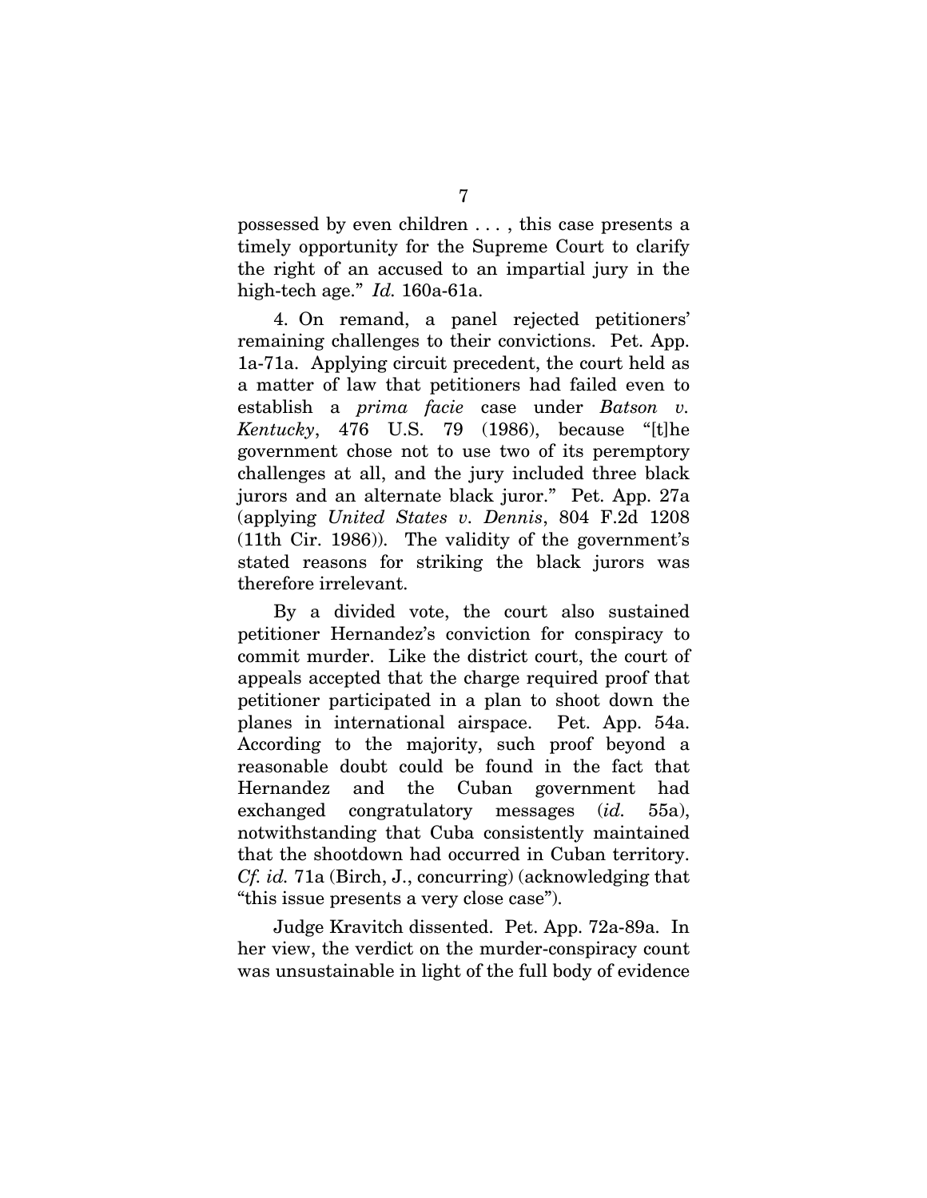possessed by even children . . . , this case presents a timely opportunity for the Supreme Court to clarify the right of an accused to an impartial jury in the high-tech age." *Id.* 160a-61a.

4. On remand, a panel rejected petitioners' remaining challenges to their convictions. Pet. App. 1a-71a. Applying circuit precedent, the court held as a matter of law that petitioners had failed even to establish a *prima facie* case under *Batson v. Kentucky*, 476 U.S. 79 (1986), because "[t]he government chose not to use two of its peremptory challenges at all, and the jury included three black jurors and an alternate black juror." Pet. App. 27a (applying *United States v. Dennis*, 804 F.2d 1208 (11th Cir. 1986)). The validity of the government's stated reasons for striking the black jurors was therefore irrelevant.

By a divided vote, the court also sustained petitioner Hernandez's conviction for conspiracy to commit murder. Like the district court, the court of appeals accepted that the charge required proof that petitioner participated in a plan to shoot down the planes in international airspace. Pet. App. 54a. According to the majority, such proof beyond a reasonable doubt could be found in the fact that Hernandez and the Cuban government had exchanged congratulatory messages (*id.* 55a), notwithstanding that Cuba consistently maintained that the shootdown had occurred in Cuban territory. *Cf. id.* 71a (Birch, J., concurring) (acknowledging that "this issue presents a very close case").

Judge Kravitch dissented. Pet. App. 72a-89a. In her view, the verdict on the murder-conspiracy count was unsustainable in light of the full body of evidence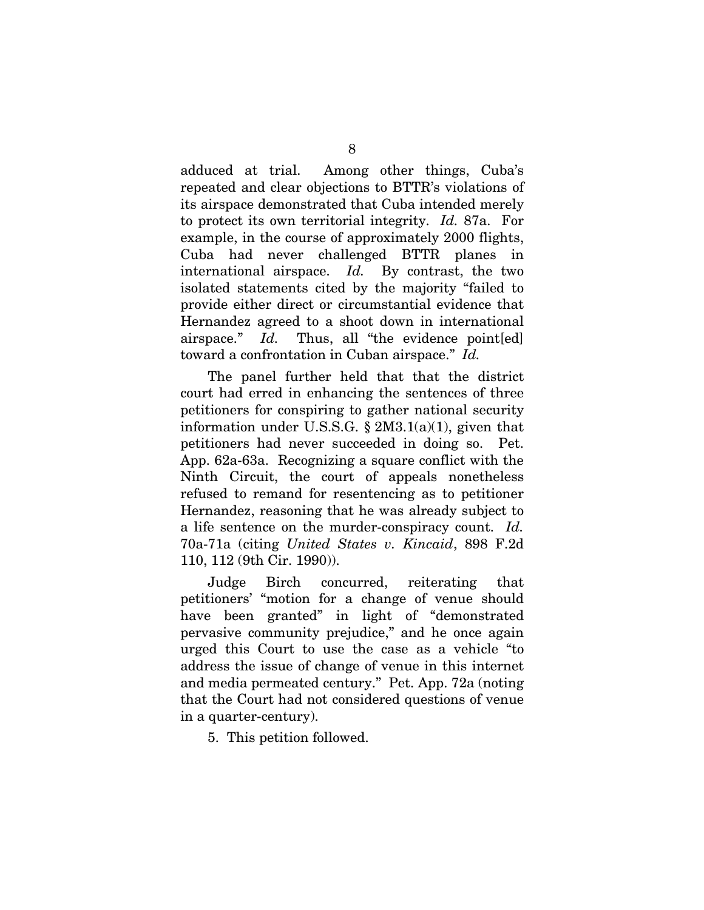adduced at trial. Among other things, Cuba's repeated and clear objections to BTTR's violations of its airspace demonstrated that Cuba intended merely to protect its own territorial integrity. *Id.* 87a. For example, in the course of approximately 2000 flights, Cuba had never challenged BTTR planes in international airspace. *Id.* By contrast, the two isolated statements cited by the majority "failed to provide either direct or circumstantial evidence that Hernandez agreed to a shoot down in international airspace." *Id.* Thus, all "the evidence point[ed] toward a confrontation in Cuban airspace." *Id.*

The panel further held that that the district court had erred in enhancing the sentences of three petitioners for conspiring to gather national security information under U.S.S.G. § 2M3.1(a)(1), given that petitioners had never succeeded in doing so. Pet. App. 62a-63a. Recognizing a square conflict with the Ninth Circuit, the court of appeals nonetheless refused to remand for resentencing as to petitioner Hernandez, reasoning that he was already subject to a life sentence on the murder-conspiracy count. *Id.* 70a-71a (citing *United States v. Kincaid*, 898 F.2d 110, 112 (9th Cir. 1990)).

Judge Birch concurred, reiterating that petitioners' "motion for a change of venue should have been granted" in light of "demonstrated pervasive community prejudice," and he once again urged this Court to use the case as a vehicle "to address the issue of change of venue in this internet and media permeated century." Pet. App. 72a (noting that the Court had not considered questions of venue in a quarter-century).

5. This petition followed.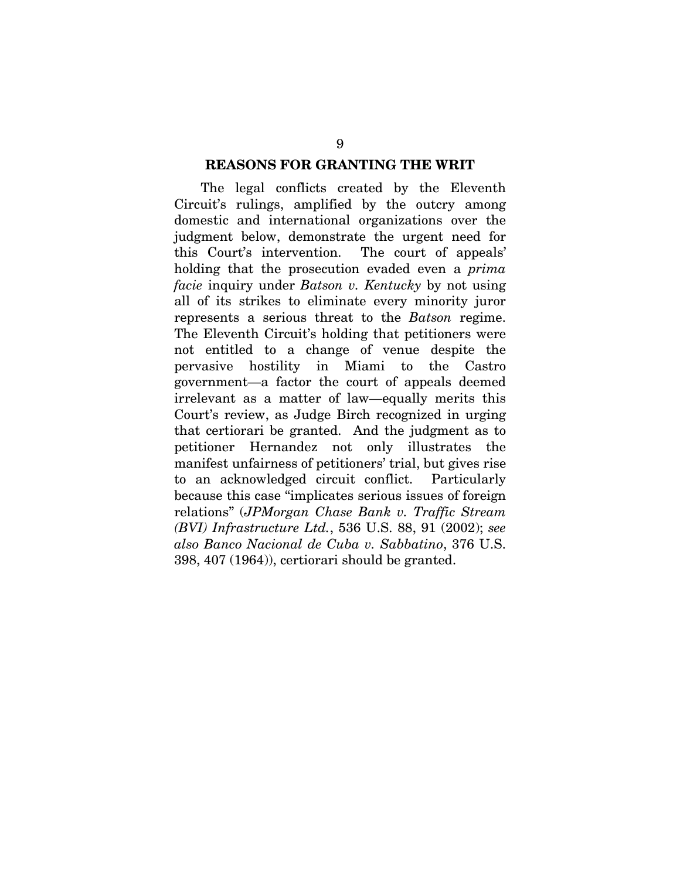## REASONS FOR GRANTING THE WRIT

The legal conflicts created by the Eleventh Circuit's rulings, amplified by the outcry among domestic and international organizations over the judgment below, demonstrate the urgent need for this Court's intervention. The court of appeals' holding that the prosecution evaded even a *prima facie* inquiry under *Batson v. Kentucky* by not using all of its strikes to eliminate every minority juror represents a serious threat to the *Batson* regime. The Eleventh Circuit's holding that petitioners were not entitled to a change of venue despite the pervasive hostility in Miami to the Castro government—a factor the court of appeals deemed irrelevant as a matter of law—equally merits this Court's review, as Judge Birch recognized in urging that certiorari be granted. And the judgment as to petitioner Hernandez not only illustrates the manifest unfairness of petitioners' trial, but gives rise to an acknowledged circuit conflict. Particularly because this case "implicates serious issues of foreign relations" (*JPMorgan Chase Bank v. Traffic Stream (BVI) Infrastructure Ltd.*, 536 U.S. 88, 91 (2002); *see also Banco Nacional de Cuba v. Sabbatino*, 376 U.S. 398, 407 (1964)), certiorari should be granted.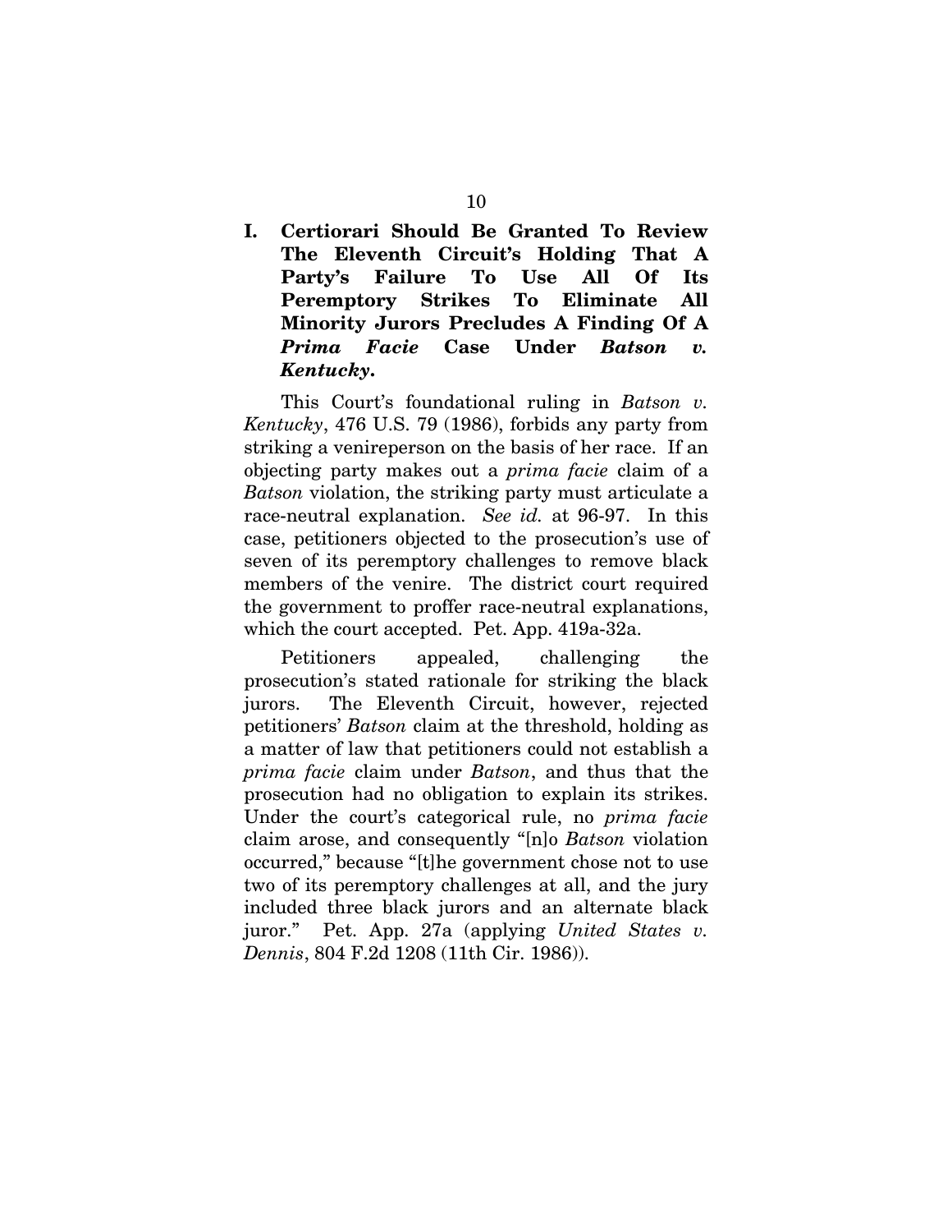## I. Certiorari Should Be Granted To Review The Eleventh Circuit's Holding That A Party's Failure To Use All Of Its Peremptory Strikes To Eliminate All Minority Jurors Precludes A Finding Of A *Prima Facie* Case Under *Batson v. Kentucky*.

This Court's foundational ruling in *Batson v. Kentucky*, 476 U.S. 79 (1986), forbids any party from striking a venireperson on the basis of her race. If an objecting party makes out a *prima facie* claim of a *Batson* violation, the striking party must articulate a race-neutral explanation. *See id.* at 96-97. In this case, petitioners objected to the prosecution's use of seven of its peremptory challenges to remove black members of the venire. The district court required the government to proffer race-neutral explanations, which the court accepted. Pet. App. 419a-32a.

Petitioners appealed, challenging the prosecution's stated rationale for striking the black jurors. The Eleventh Circuit, however, rejected petitioners' *Batson* claim at the threshold, holding as a matter of law that petitioners could not establish a *prima facie* claim under *Batson*, and thus that the prosecution had no obligation to explain its strikes. Under the court's categorical rule, no *prima facie* claim arose, and consequently "[n]o *Batson* violation occurred," because "[t]he government chose not to use two of its peremptory challenges at all, and the jury included three black jurors and an alternate black juror." Pet. App. 27a (applying *United States v. Dennis*, 804 F.2d 1208 (11th Cir. 1986)).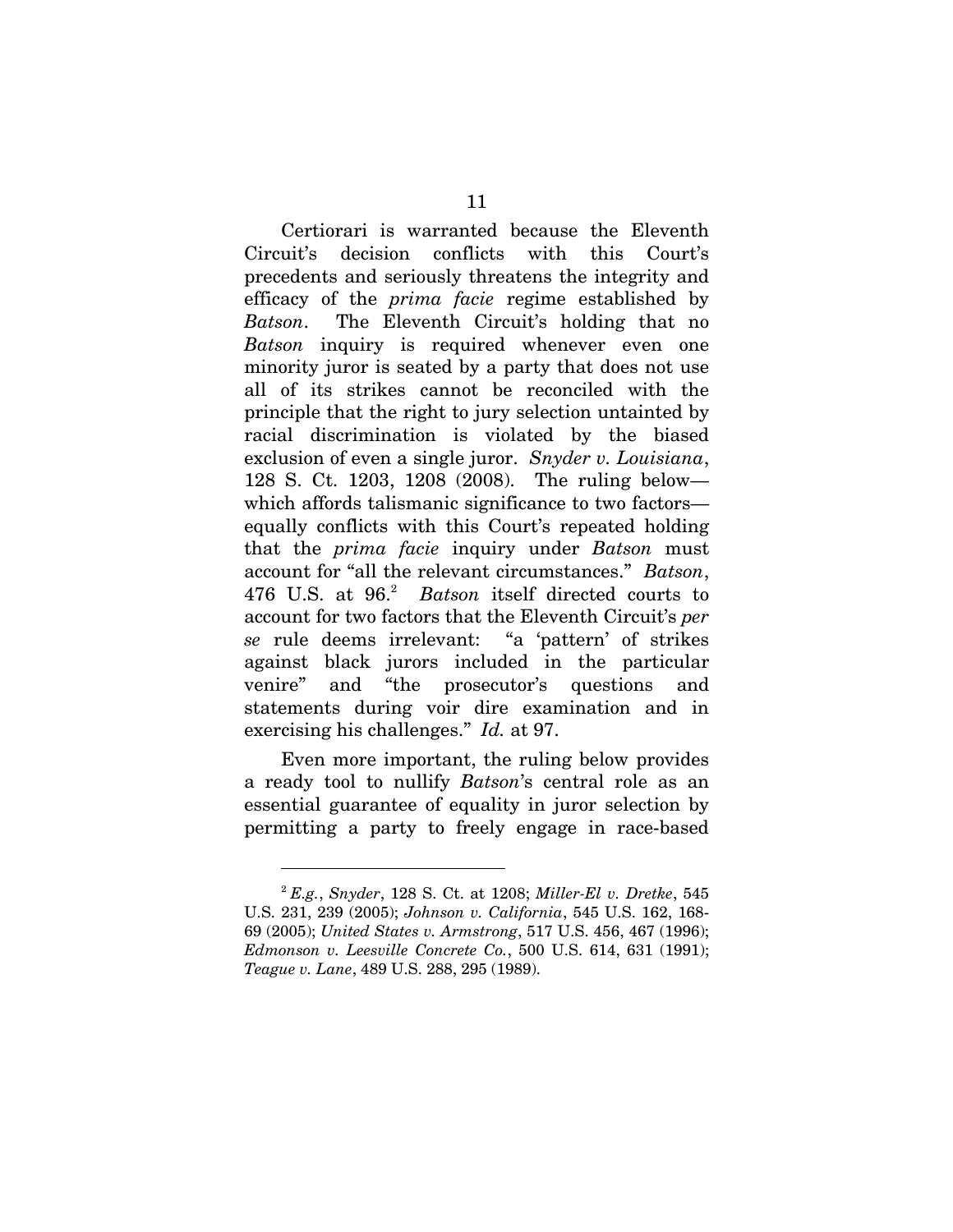Certiorari is warranted because the Eleventh Circuit's decision conflicts with this Court's precedents and seriously threatens the integrity and efficacy of the *prima facie* regime established by *Batson*. The Eleventh Circuit's holding that no *Batson* inquiry is required whenever even one minority juror is seated by a party that does not use all of its strikes cannot be reconciled with the principle that the right to jury selection untainted by racial discrimination is violated by the biased exclusion of even a single juror. *Snyder v. Louisiana*, 128 S. Ct. 1203, 1208 (2008). The ruling below—which affords talismanic significance to two factors—equally conflicts with this Court's repeated holding that the *prima facie* inquiry under *Batson* must account for "all the relevant circumstances." *Batson*, 476 U.S. at 96.[2] *Batson* itself directed courts to account for two factors that the Eleventh Circuit's *per se* rule deems irrelevant: "a 'pattern' of strikes against black jurors included in the particular venire" and "the prosecutor's questions and statements during voir dire examination and in exercising his challenges." *Id.* at 97.

Even more important, the ruling below provides a ready tool to nullify *Batson*'s central role as an essential guarantee of equality in juror selection by permitting a party to freely engage in race-based

---

[2] *E.g.*, *Snyder*, 128 S. Ct. at 1208; *Miller-El v. Dretke*, 545 U.S. 231, 239 (2005); *Johnson v. California*, 545 U.S. 162, 168-69 (2005); *United States v. Armstrong*, 517 U.S. 456, 467 (1996); *Edmonson v. Leesville Concrete Co.*, 500 U.S. 614, 631 (1991); *Teague v. Lane*, 489 U.S. 288, 295 (1989).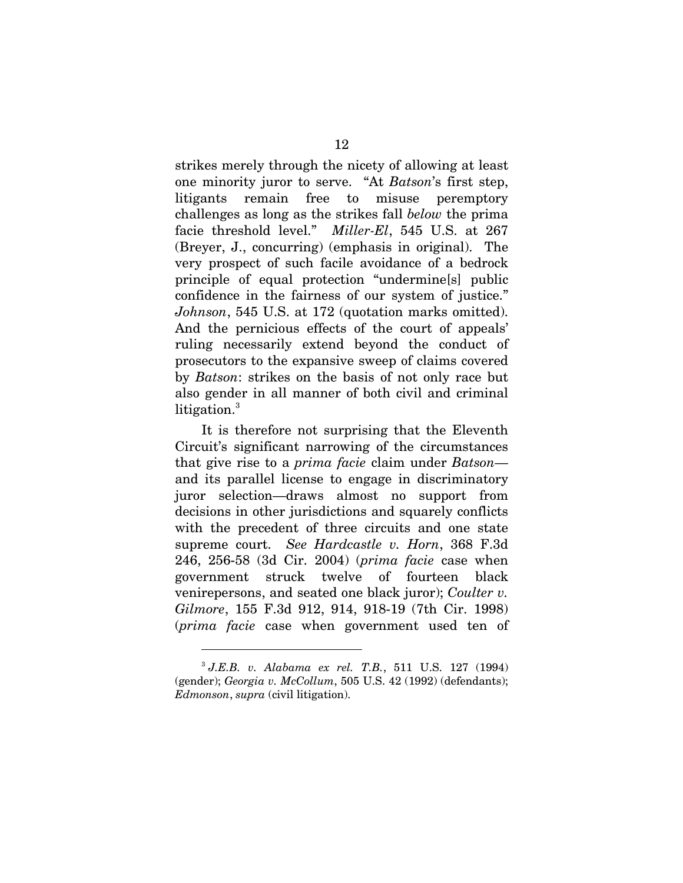strikes merely through the nicety of allowing at least one minority juror to serve. "At *Batson*'s first step, litigants remain free to misuse peremptory challenges as long as the strikes fall *below* the prima facie threshold level." *Miller-El*, 545 U.S. at 267 (Breyer, J., concurring) (emphasis in original). The very prospect of such facile avoidance of a bedrock principle of equal protection "undermine[s] public confidence in the fairness of our system of justice." *Johnson*, 545 U.S. at 172 (quotation marks omitted). And the pernicious effects of the court of appeals' ruling necessarily extend beyond the conduct of prosecutors to the expansive sweep of claims covered by *Batson*: strikes on the basis of not only race but also gender in all manner of both civil and criminal litigation.[3]

It is therefore not surprising that the Eleventh Circuit's significant narrowing of the circumstances that give rise to a *prima facie* claim under *Batson*—and its parallel license to engage in discriminatory juror selection—draws almost no support from decisions in other jurisdictions and squarely conflicts with the precedent of three circuits and one state supreme court. *See Hardcastle v. Horn*, 368 F.3d 246, 256-58 (3d Cir. 2004) (*prima facie* case when government struck twelve of fourteen black venirepersons, and seated one black juror); *Coulter v. Gilmore*, 155 F.3d 912, 914, 918-19 (7th Cir. 1998) (*prima facie* case when government used ten of

---

[3] *J.E.B. v. Alabama ex rel. T.B.*, 511 U.S. 127 (1994) (gender); *Georgia v. McCollum*, 505 U.S. 42 (1992) (defendants); *Edmonson*, *supra* (civil litigation).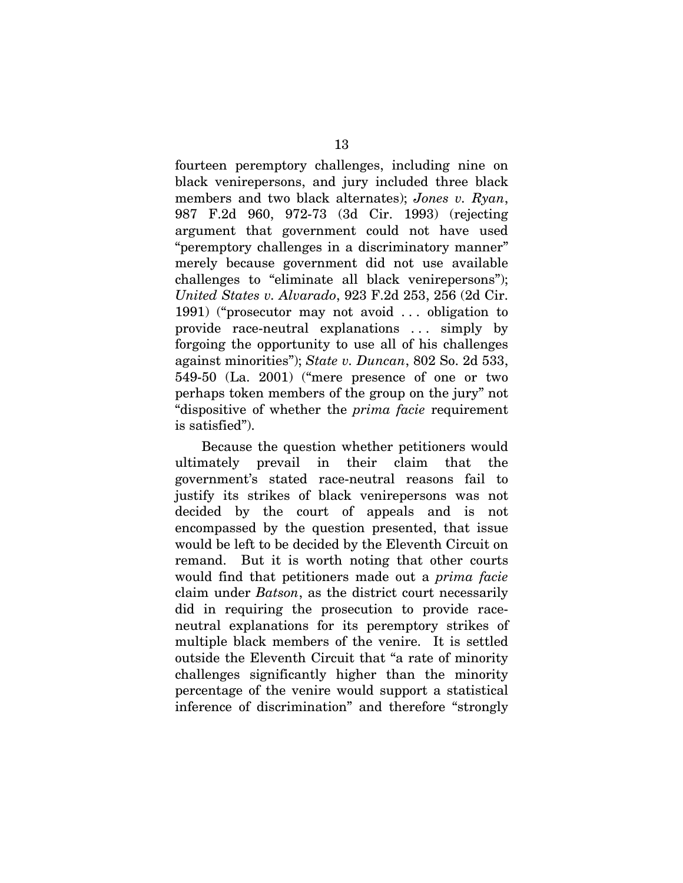fourteen peremptory challenges, including nine on black venirepersons, and jury included three black members and two black alternates); *Jones v. Ryan*, 987 F.2d 960, 972-73 (3d Cir. 1993) (rejecting argument that government could not have used "peremptory challenges in a discriminatory manner" merely because government did not use available challenges to "eliminate all black venirepersons"); *United States v. Alvarado*, 923 F.2d 253, 256 (2d Cir. 1991) ("prosecutor may not avoid . . . obligation to provide race-neutral explanations . . . simply by forgoing the opportunity to use all of his challenges against minorities"); *State v. Duncan*, 802 So. 2d 533, 549-50 (La. 2001) ("mere presence of one or two perhaps token members of the group on the jury" not "dispositive of whether the *prima facie* requirement is satisfied").

Because the question whether petitioners would ultimately prevail in their claim that the government's stated race-neutral reasons fail to justify its strikes of black venirepersons was not decided by the court of appeals and is not encompassed by the question presented, that issue would be left to be decided by the Eleventh Circuit on remand. But it is worth noting that other courts would find that petitioners made out a *prima facie* claim under *Batson*, as the district court necessarily did in requiring the prosecution to provide race-neutral explanations for its peremptory strikes of multiple black members of the venire. It is settled outside the Eleventh Circuit that "a rate of minority challenges significantly higher than the minority percentage of the venire would support a statistical inference of discrimination" and therefore "strongly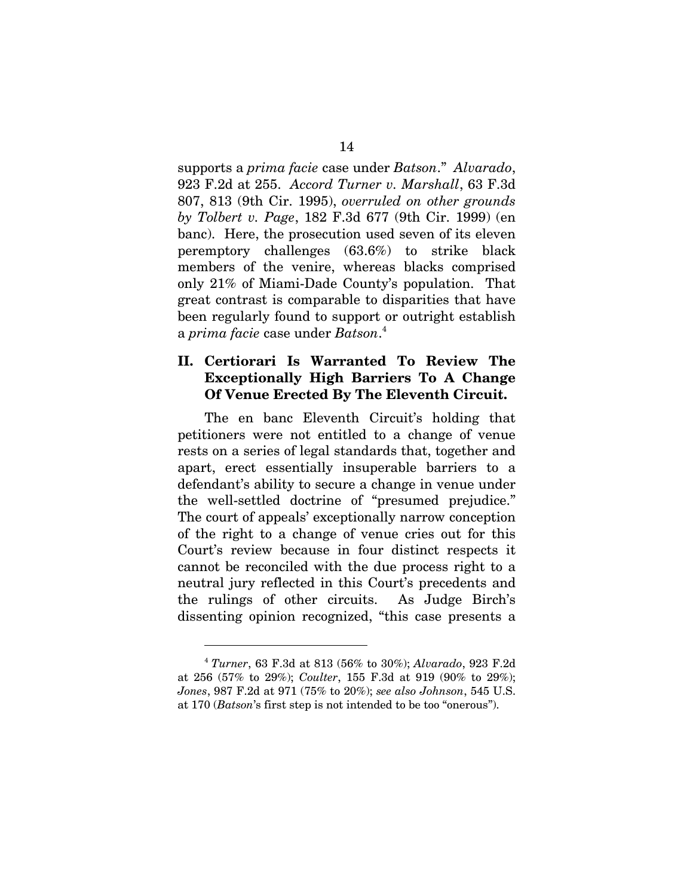supports a *prima facie* case under *Batson*." *Alvarado*, 923 F.2d at 255. *Accord Turner v. Marshall*, 63 F.3d 807, 813 (9th Cir. 1995), *overruled on other grounds by Tolbert v. Page*, 182 F.3d 677 (9th Cir. 1999) (en banc). Here, the prosecution used seven of its eleven peremptory challenges (63.6%) to strike black members of the venire, whereas blacks comprised only 21% of Miami-Dade County's population. That great contrast is comparable to disparities that have been regularly found to support or outright establish a *prima facie* case under *Batson*.[4]

## II. Certiorari Is Warranted To Review The Exceptionally High Barriers To A Change Of Venue Erected By The Eleventh Circuit.

The en banc Eleventh Circuit's holding that petitioners were not entitled to a change of venue rests on a series of legal standards that, together and apart, erect essentially insuperable barriers to a defendant's ability to secure a change in venue under the well-settled doctrine of "presumed prejudice." The court of appeals' exceptionally narrow conception of the right to a change of venue cries out for this Court's review because in four distinct respects it cannot be reconciled with the due process right to a neutral jury reflected in this Court's precedents and the rulings of other circuits. As Judge Birch's dissenting opinion recognized, "this case presents a

---

[4] *Turner*, 63 F.3d at 813 (56% to 30%); *Alvarado*, 923 F.2d at 256 (57% to 29%); *Coulter*, 155 F.3d at 919 (90% to 29%); *Jones*, 987 F.2d at 971 (75% to 20%); *see also Johnson*, 545 U.S. at 170 (*Batson*'s first step is not intended to be too "onerous").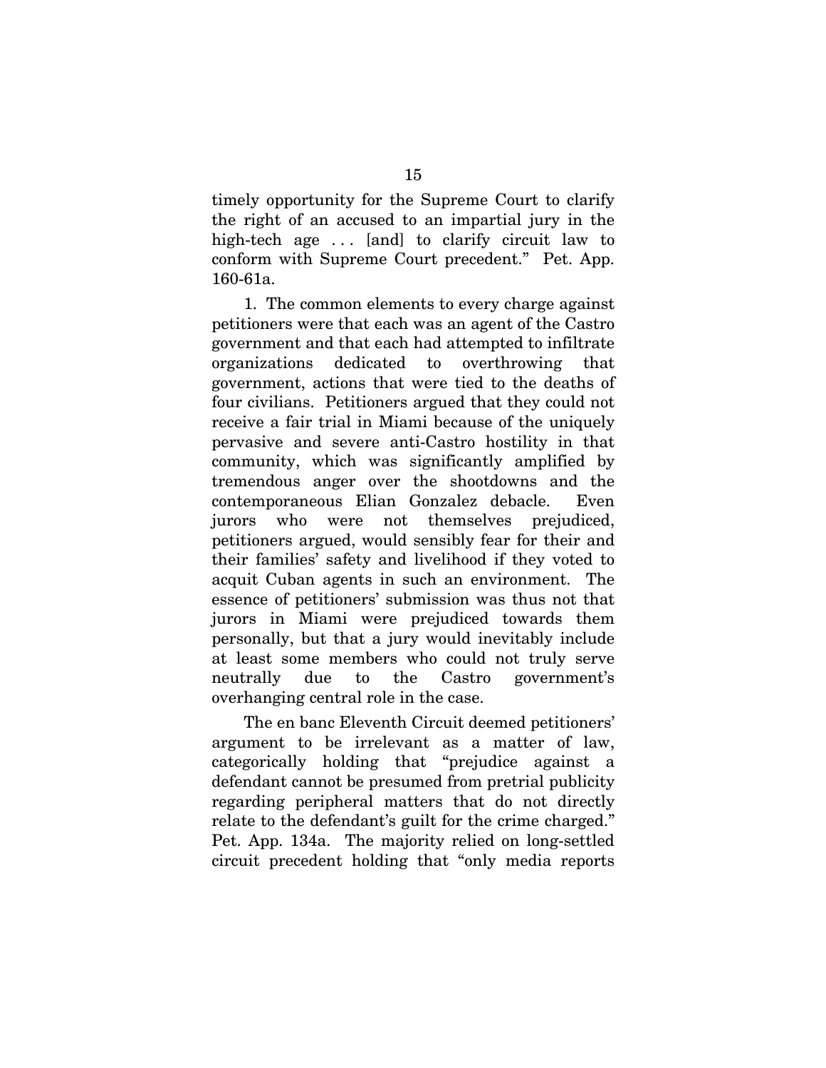timely opportunity for the Supreme Court to clarify the right of an accused to an impartial jury in the high-tech age . . . [and] to clarify circuit law to conform with Supreme Court precedent." Pet. App. 160-61a.

1. The common elements to every charge against petitioners were that each was an agent of the Castro government and that each had attempted to infiltrate organizations dedicated to overthrowing that government, actions that were tied to the deaths of four civilians. Petitioners argued that they could not receive a fair trial in Miami because of the uniquely pervasive and severe anti-Castro hostility in that community, which was significantly amplified by tremendous anger over the shootdowns and the contemporaneous Elian Gonzalez debacle. Even jurors who were not themselves prejudiced, petitioners argued, would sensibly fear for their and their families' safety and livelihood if they voted to acquit Cuban agents in such an environment. The essence of petitioners' submission was thus not that jurors in Miami were prejudiced towards them personally, but that a jury would inevitably include at least some members who could not truly serve neutrally due to the Castro government's overhanging central role in the case.

The en banc Eleventh Circuit deemed petitioners' argument to be irrelevant as a matter of law, categorically holding that "prejudice against a defendant cannot be presumed from pretrial publicity regarding peripheral matters that do not directly relate to the defendant's guilt for the crime charged." Pet. App. 134a. The majority relied on long-settled circuit precedent holding that "only media reports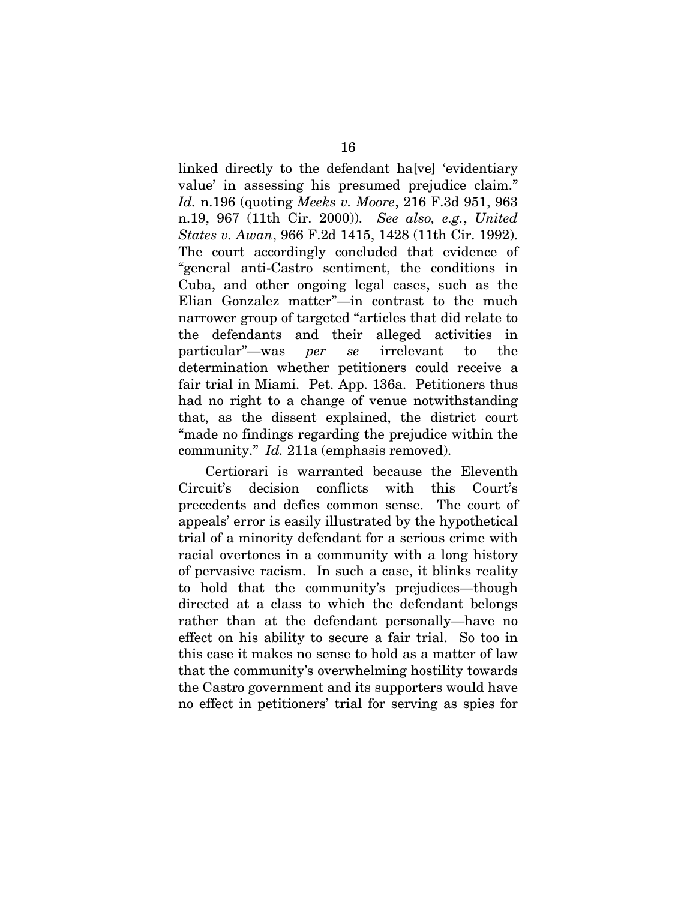linked directly to the defendant ha[ve] 'evidentiary value' in assessing his presumed prejudice claim." *Id.* n.196 (quoting *Meeks v. Moore*, 216 F.3d 951, 963 n.19, 967 (11th Cir. 2000)). *See also, e.g.*, *United States v. Awan*, 966 F.2d 1415, 1428 (11th Cir. 1992). The court accordingly concluded that evidence of "general anti-Castro sentiment, the conditions in Cuba, and other ongoing legal cases, such as the Elian Gonzalez matter"—in contrast to the much narrower group of targeted "articles that did relate to the defendants and their alleged activities in particular"—was *per se* irrelevant to the determination whether petitioners could receive a fair trial in Miami. Pet. App. 136a. Petitioners thus had no right to a change of venue notwithstanding that, as the dissent explained, the district court "made no findings regarding the prejudice within the community." *Id.* 211a (emphasis removed).

Certiorari is warranted because the Eleventh Circuit's decision conflicts with this Court's precedents and defies common sense. The court of appeals' error is easily illustrated by the hypothetical trial of a minority defendant for a serious crime with racial overtones in a community with a long history of pervasive racism. In such a case, it blinks reality to hold that the community's prejudices—though directed at a class to which the defendant belongs rather than at the defendant personally—have no effect on his ability to secure a fair trial. So too in this case it makes no sense to hold as a matter of law that the community's overwhelming hostility towards the Castro government and its supporters would have no effect in petitioners' trial for serving as spies for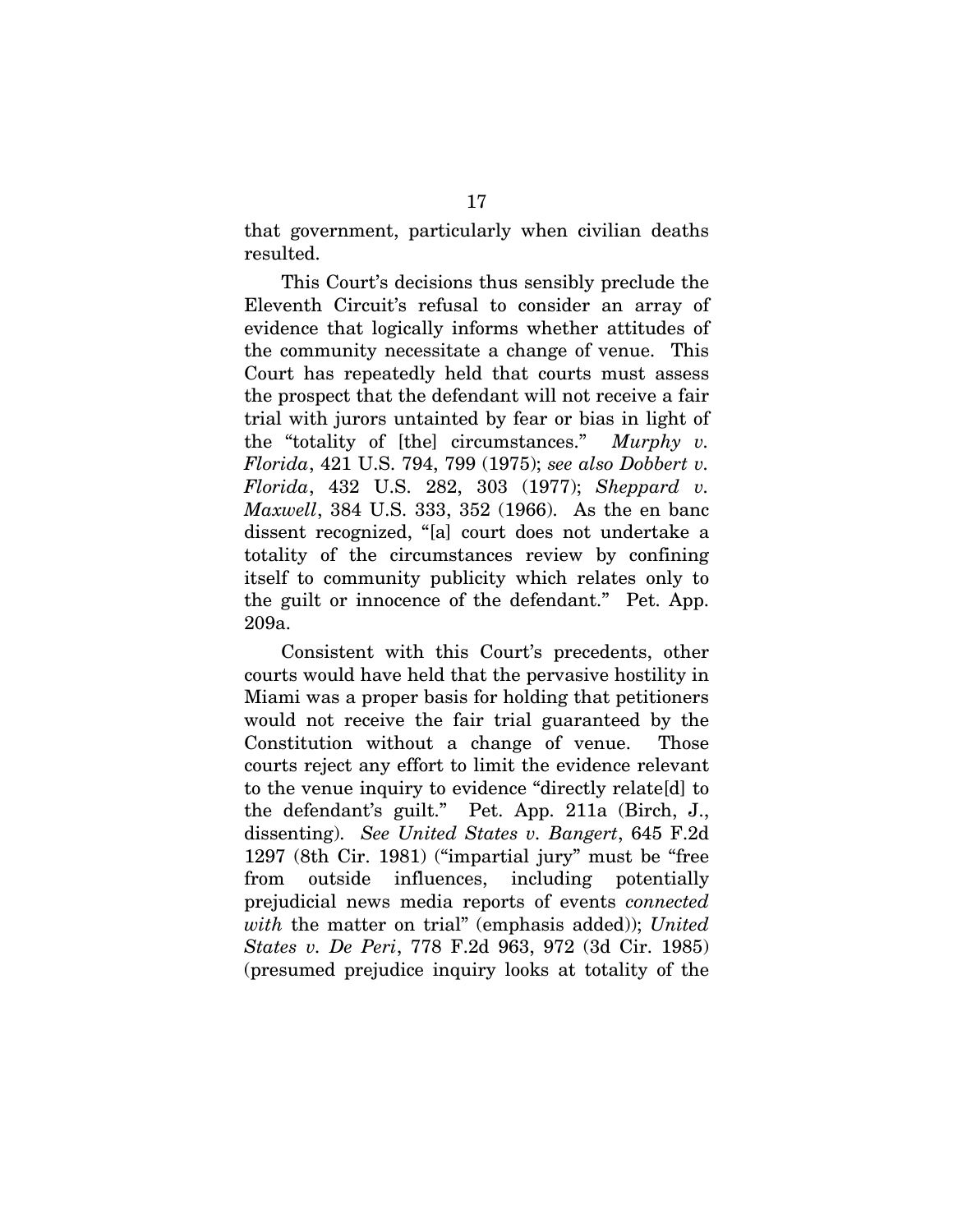that government, particularly when civilian deaths resulted.

This Court's decisions thus sensibly preclude the Eleventh Circuit's refusal to consider an array of evidence that logically informs whether attitudes of the community necessitate a change of venue. This Court has repeatedly held that courts must assess the prospect that the defendant will not receive a fair trial with jurors untainted by fear or bias in light of the "totality of [the] circumstances." *Murphy v. Florida*, 421 U.S. 794, 799 (1975); *see also Dobbert v. Florida*, 432 U.S. 282, 303 (1977); *Sheppard v. Maxwell*, 384 U.S. 333, 352 (1966). As the en banc dissent recognized, "[a] court does not undertake a totality of the circumstances review by confining itself to community publicity which relates only to the guilt or innocence of the defendant." Pet. App. 209a.

Consistent with this Court's precedents, other courts would have held that the pervasive hostility in Miami was a proper basis for holding that petitioners would not receive the fair trial guaranteed by the Constitution without a change of venue. Those courts reject any effort to limit the evidence relevant to the venue inquiry to evidence "directly relate[d] to the defendant's guilt." Pet. App. 211a (Birch, J., dissenting). *See United States v. Bangert*, 645 F.2d 1297 (8th Cir. 1981) ("impartial jury" must be "free from outside influences, including potentially prejudicial news media reports of events *connected with* the matter on trial" (emphasis added)); *United States v. De Peri*, 778 F.2d 963, 972 (3d Cir. 1985) (presumed prejudice inquiry looks at totality of the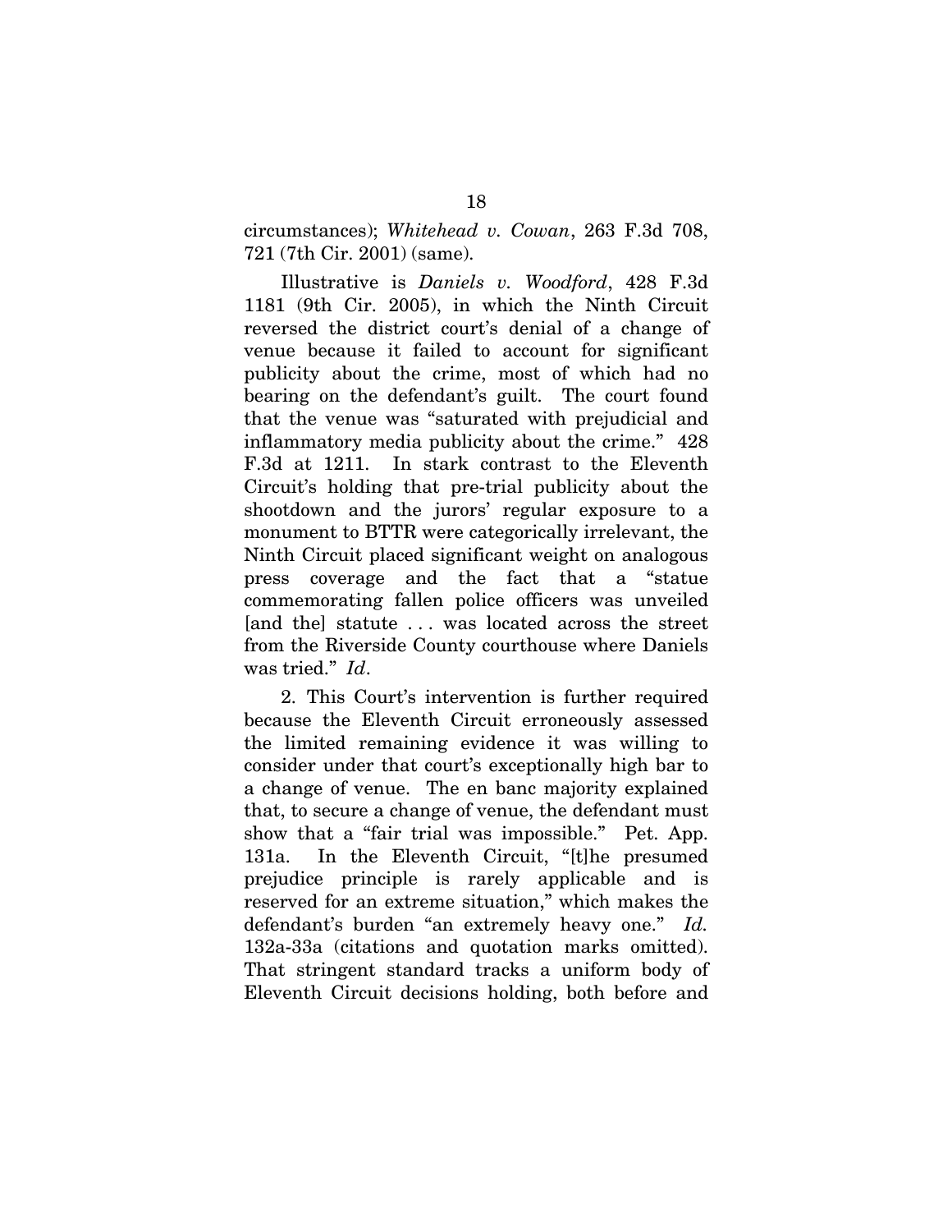circumstances); *Whitehead v. Cowan*, 263 F.3d 708, 721 (7th Cir. 2001) (same).

Illustrative is *Daniels v. Woodford*, 428 F.3d 1181 (9th Cir. 2005), in which the Ninth Circuit reversed the district court's denial of a change of venue because it failed to account for significant publicity about the crime, most of which had no bearing on the defendant's guilt. The court found that the venue was "saturated with prejudicial and inflammatory media publicity about the crime." 428 F.3d at 1211. In stark contrast to the Eleventh Circuit's holding that pre-trial publicity about the shootdown and the jurors' regular exposure to a monument to BTTR were categorically irrelevant, the Ninth Circuit placed significant weight on analogous press coverage and the fact that a "statue commemorating fallen police officers was unveiled [and the] statute . . . was located across the street from the Riverside County courthouse where Daniels was tried." *Id*.

2. This Court's intervention is further required because the Eleventh Circuit erroneously assessed the limited remaining evidence it was willing to consider under that court's exceptionally high bar to a change of venue. The en banc majority explained that, to secure a change of venue, the defendant must show that a "fair trial was impossible." Pet. App. 131a. In the Eleventh Circuit, "[t]he presumed prejudice principle is rarely applicable and is reserved for an extreme situation," which makes the defendant's burden "an extremely heavy one." *Id.* 132a-33a (citations and quotation marks omitted). That stringent standard tracks a uniform body of Eleventh Circuit decisions holding, both before and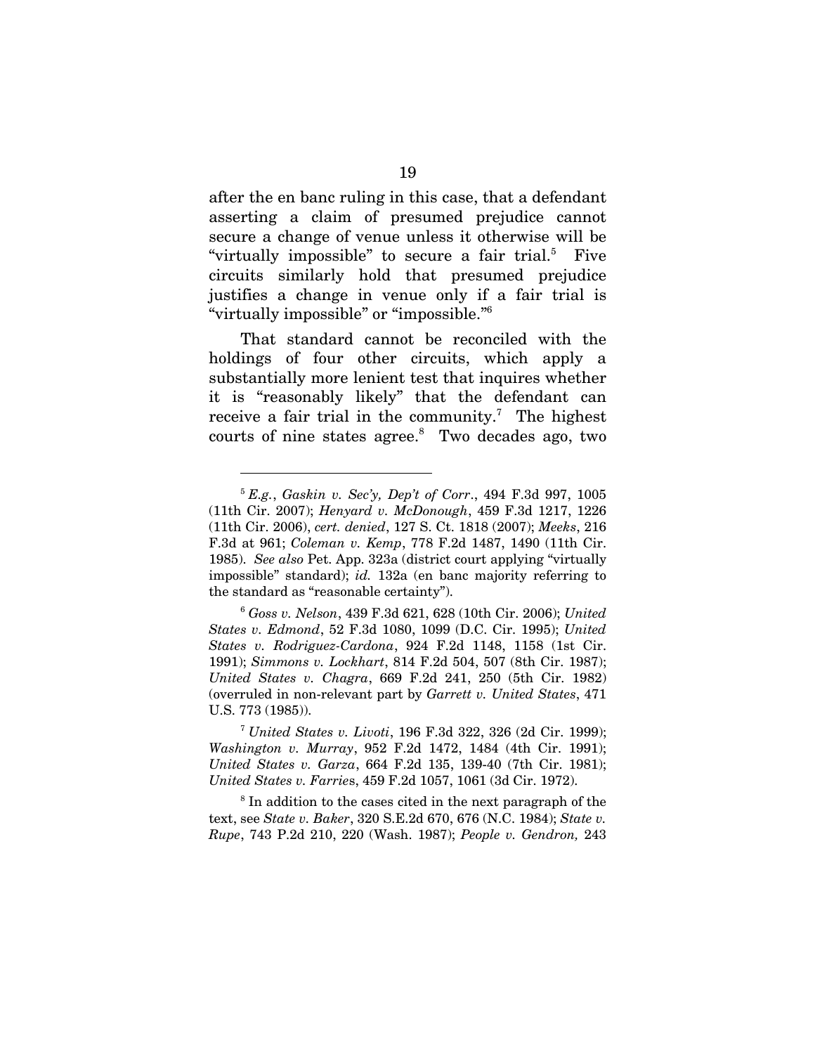after the en banc ruling in this case, that a defendant asserting a claim of presumed prejudice cannot secure a change of venue unless it otherwise will be "virtually impossible" to secure a fair trial.[5] Five circuits similarly hold that presumed prejudice justifies a change in venue only if a fair trial is "virtually impossible" or "impossible."[6]

That standard cannot be reconciled with the holdings of four other circuits, which apply a substantially more lenient test that inquires whether it is "reasonably likely" that the defendant can receive a fair trial in the community.[7] The highest courts of nine states agree.[8] Two decades ago, two

---

[5] *E.g.*, *Gaskin v. Sec'y, Dep't of Corr*., 494 F.3d 997, 1005 (11th Cir. 2007); *Henyard v. McDonough*, 459 F.3d 1217, 1226 (11th Cir. 2006), *cert. denied*, 127 S. Ct. 1818 (2007); *Meeks*, 216 F.3d at 961; *Coleman v. Kemp*, 778 F.2d 1487, 1490 (11th Cir. 1985). *See also* Pet. App. 323a (district court applying "virtually impossible" standard); *id.* 132a (en banc majority referring to the standard as "reasonable certainty").

[6] *Goss v. Nelson*, 439 F.3d 621, 628 (10th Cir. 2006); *United States v. Edmond*, 52 F.3d 1080, 1099 (D.C. Cir. 1995); *United States v. Rodriguez-Cardona*, 924 F.2d 1148, 1158 (1st Cir. 1991); *Simmons v. Lockhart*, 814 F.2d 504, 507 (8th Cir. 1987); *United States v. Chagra*, 669 F.2d 241, 250 (5th Cir. 1982) (overruled in non-relevant part by *Garrett v. United States*, 471 U.S. 773 (1985)).

[7] *United States v. Livoti*, 196 F.3d 322, 326 (2d Cir. 1999); *Washington v. Murray*, 952 F.2d 1472, 1484 (4th Cir. 1991); *United States v. Garza*, 664 F.2d 135, 139-40 (7th Cir. 1981); *United States v. Farries*, 459 F.2d 1057, 1061 (3d Cir. 1972).

[8] In addition to the cases cited in the next paragraph of the text, see *State v. Baker*, 320 S.E.2d 670, 676 (N.C. 1984); *State v. Rupe*, 743 P.2d 210, 220 (Wash. 1987); *People v. Gendron,* 243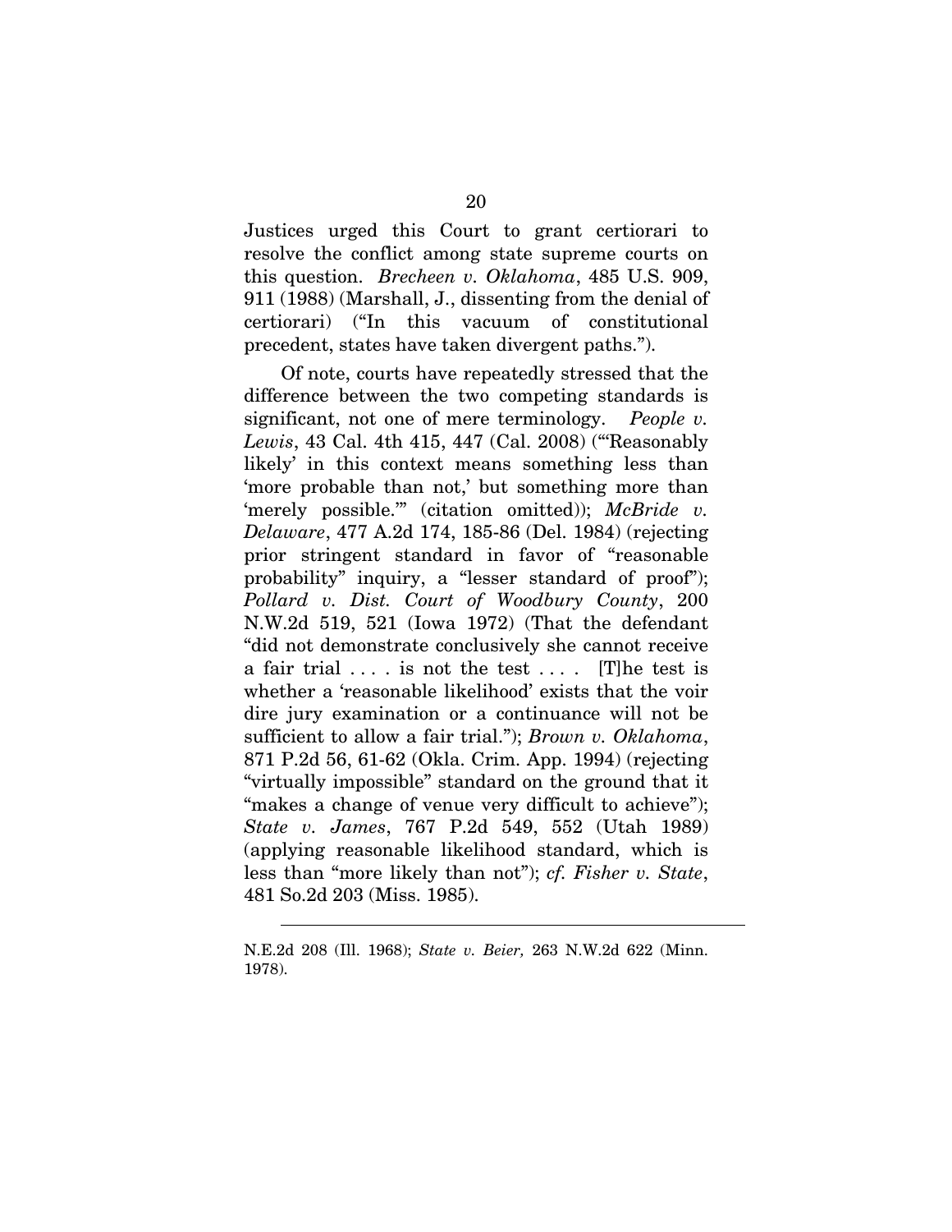Justices urged this Court to grant certiorari to resolve the conflict among state supreme courts on this question. *Brecheen v. Oklahoma*, 485 U.S. 909, 911 (1988) (Marshall, J., dissenting from the denial of certiorari) ("In this vacuum of constitutional precedent, states have taken divergent paths.").

Of note, courts have repeatedly stressed that the difference between the two competing standards is significant, not one of mere terminology. *People v. Lewis*, 43 Cal. 4th 415, 447 (Cal. 2008) ("'Reasonably likely' in this context means something less than 'more probable than not,' but something more than 'merely possible.'" (citation omitted)); *McBride v. Delaware*, 477 A.2d 174, 185-86 (Del. 1984) (rejecting prior stringent standard in favor of "reasonable probability" inquiry, a "lesser standard of proof"); *Pollard v. Dist. Court of Woodbury County*, 200 N.W.2d 519, 521 (Iowa 1972) (That the defendant "did not demonstrate conclusively she cannot receive a fair trial . . . . is not the test . . . . [T]he test is whether a 'reasonable likelihood' exists that the voir dire jury examination or a continuance will not be sufficient to allow a fair trial."); *Brown v. Oklahoma*, 871 P.2d 56, 61-62 (Okla. Crim. App. 1994) (rejecting "virtually impossible" standard on the ground that it "makes a change of venue very difficult to achieve"); *State v. James*, 767 P.2d 549, 552 (Utah 1989) (applying reasonable likelihood standard, which is less than "more likely than not"); *cf. Fisher v. State*, 481 So.2d 203 (Miss. 1985).

---

N.E.2d 208 (Ill. 1968); *State v. Beier,* 263 N.W.2d 622 (Minn. 1978).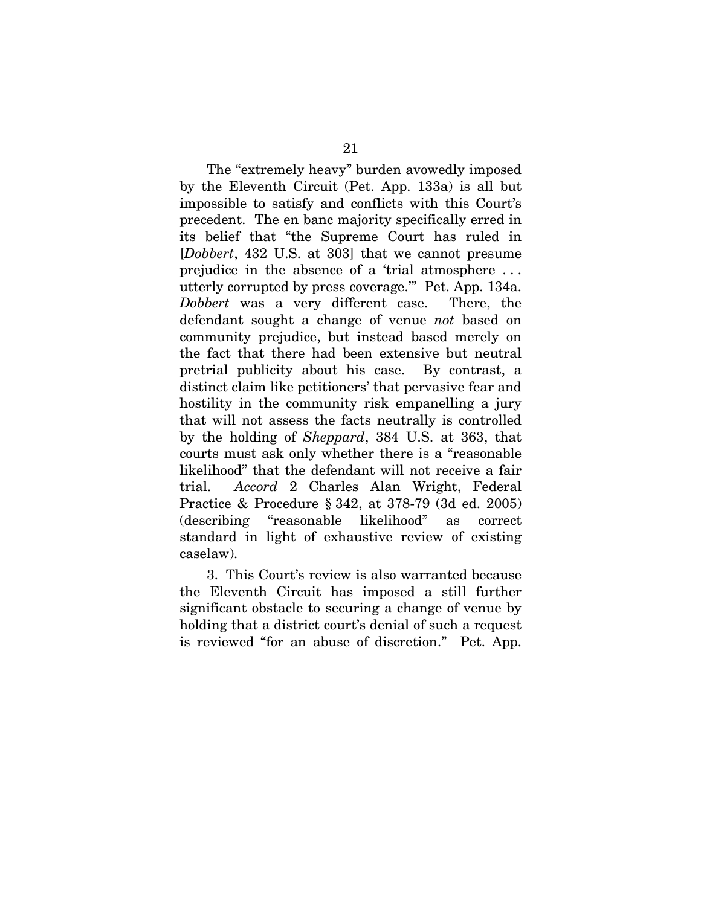The "extremely heavy" burden avowedly imposed by the Eleventh Circuit (Pet. App. 133a) is all but impossible to satisfy and conflicts with this Court's precedent. The en banc majority specifically erred in its belief that "the Supreme Court has ruled in [*Dobbert*, 432 U.S. at 303] that we cannot presume prejudice in the absence of a 'trial atmosphere . . . utterly corrupted by press coverage.'" Pet. App. 134a. *Dobbert* was a very different case. There, the defendant sought a change of venue *not* based on community prejudice, but instead based merely on the fact that there had been extensive but neutral pretrial publicity about his case. By contrast, a distinct claim like petitioners' that pervasive fear and hostility in the community risk empanelling a jury that will not assess the facts neutrally is controlled by the holding of *Sheppard*, 384 U.S. at 363, that courts must ask only whether there is a "reasonable likelihood" that the defendant will not receive a fair trial. *Accord* 2 Charles Alan Wright, Federal Practice & Procedure § 342, at 378-79 (3d ed. 2005) (describing "reasonable likelihood" as correct standard in light of exhaustive review of existing caselaw).

3. This Court's review is also warranted because the Eleventh Circuit has imposed a still further significant obstacle to securing a change of venue by holding that a district court's denial of such a request is reviewed "for an abuse of discretion." Pet. App.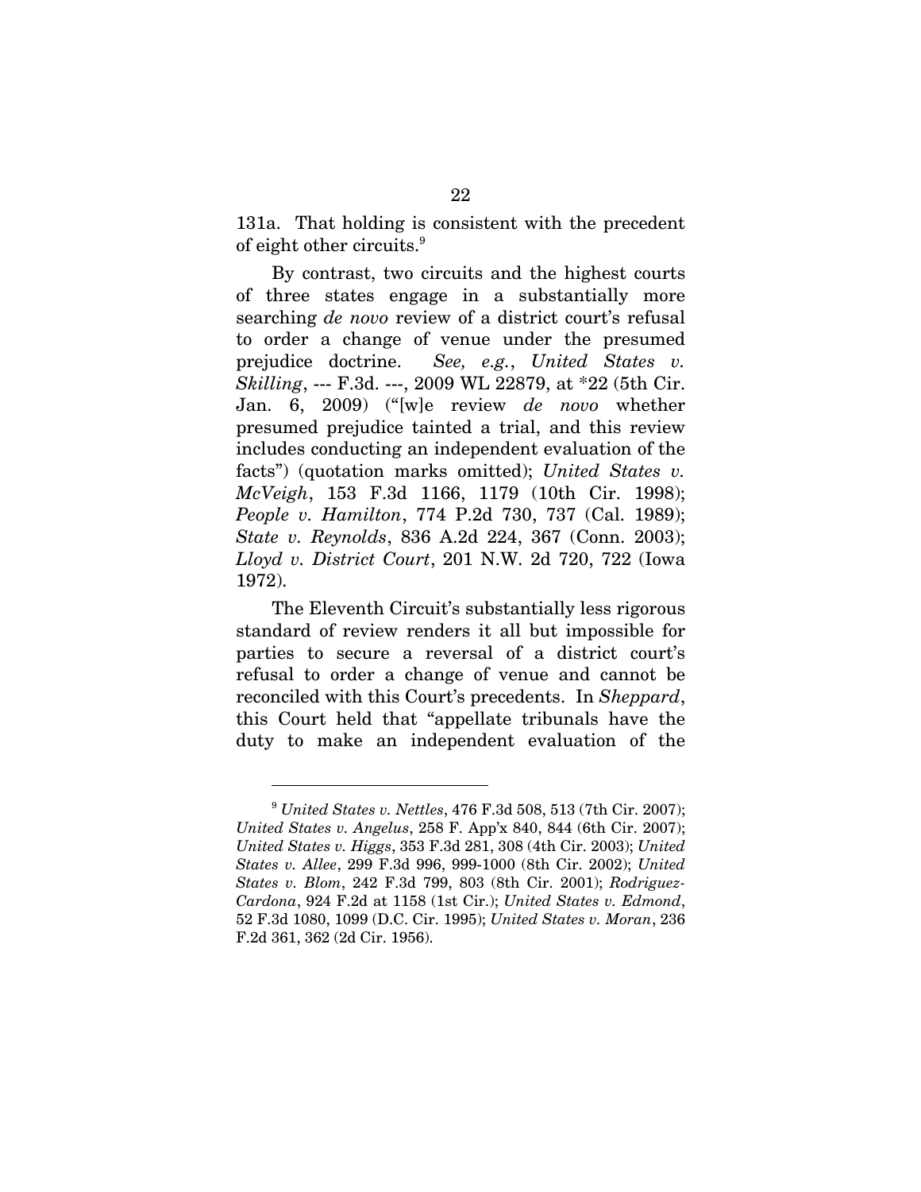131a. That holding is consistent with the precedent of eight other circuits.[9]

By contrast, two circuits and the highest courts of three states engage in a substantially more searching *de novo* review of a district court's refusal to order a change of venue under the presumed prejudice doctrine. *See, e.g.*, *United States v. Skilling*, --- F.3d. ---, 2009 WL 22879, at *22 (5th Cir. Jan. 6, 2009) ("[w]e review *de novo* whether presumed prejudice tainted a trial, and this review includes conducting an independent evaluation of the facts") (quotation marks omitted); *United States v. McVeigh*, 153 F.3d 1166, 1179 (10th Cir. 1998); *People v. Hamilton*, 774 P.2d 730, 737 (Cal. 1989); *State v. Reynolds*, 836 A.2d 224, 367 (Conn. 2003); *Lloyd v. District Court*, 201 N.W. 2d 720, 722 (Iowa 1972).

The Eleventh Circuit's substantially less rigorous standard of review renders it all but impossible for parties to secure a reversal of a district court's refusal to order a change of venue and cannot be reconciled with this Court's precedents. In *Sheppard*, this Court held that "appellate tribunals have the duty to make an independent evaluation of the

---

[9] *United States v. Nettles*, 476 F.3d 508, 513 (7th Cir. 2007); *United States v. Angelus*, 258 F. App'x 840, 844 (6th Cir. 2007); *United States v. Higgs*, 353 F.3d 281, 308 (4th Cir. 2003); *United States v. Allee*, 299 F.3d 996, 999-1000 (8th Cir. 2002); *United States v. Blom*, 242 F.3d 799, 803 (8th Cir. 2001); *Rodriguez-Cardona*, 924 F.2d at 1158 (1st Cir.); *United States v. Edmond*, 52 F.3d 1080, 1099 (D.C. Cir. 1995); *United States v. Moran*, 236 F.2d 361, 362 (2d Cir. 1956).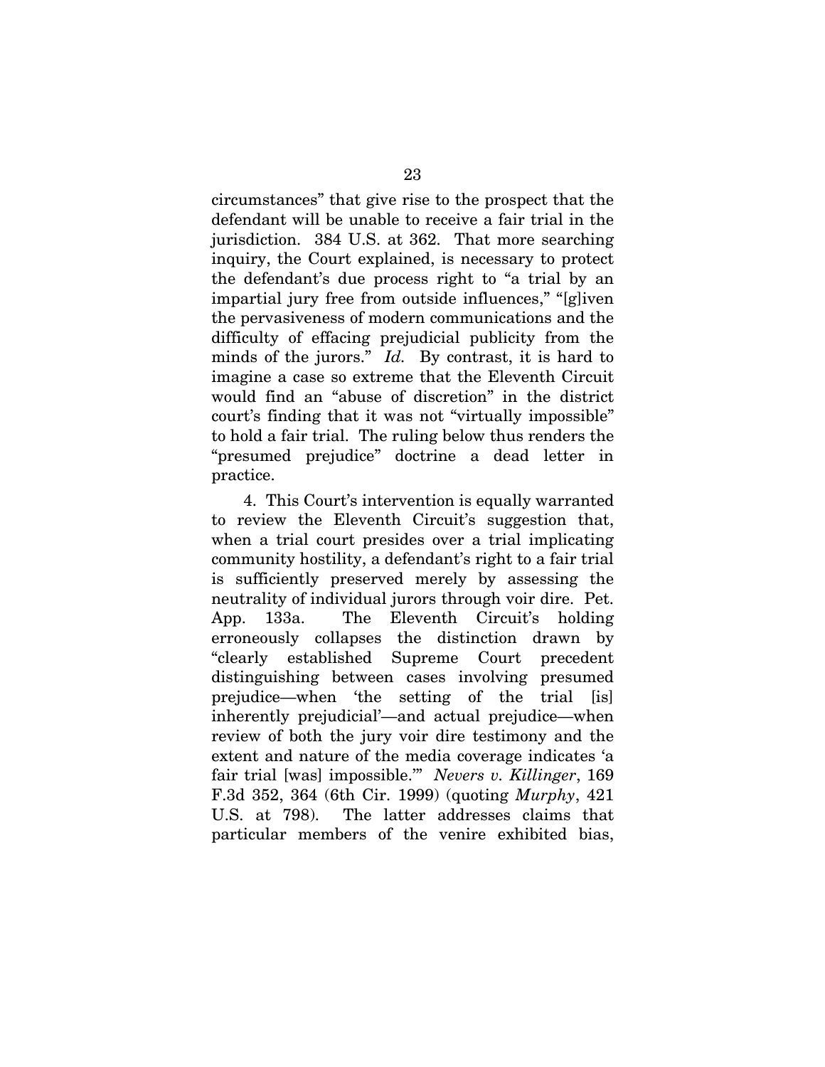circumstances" that give rise to the prospect that the defendant will be unable to receive a fair trial in the jurisdiction. 384 U.S. at 362. That more searching inquiry, the Court explained, is necessary to protect the defendant's due process right to "a trial by an impartial jury free from outside influences," "[g]iven the pervasiveness of modern communications and the difficulty of effacing prejudicial publicity from the minds of the jurors." *Id.* By contrast, it is hard to imagine a case so extreme that the Eleventh Circuit would find an "abuse of discretion" in the district court's finding that it was not "virtually impossible" to hold a fair trial. The ruling below thus renders the "presumed prejudice" doctrine a dead letter in practice.

4. This Court's intervention is equally warranted to review the Eleventh Circuit's suggestion that, when a trial court presides over a trial implicating community hostility, a defendant's right to a fair trial is sufficiently preserved merely by assessing the neutrality of individual jurors through voir dire. Pet. App. 133a. The Eleventh Circuit's holding erroneously collapses the distinction drawn by "clearly established Supreme Court precedent distinguishing between cases involving presumed prejudice—when 'the setting of the trial [is] inherently prejudicial'—and actual prejudice—when review of both the jury voir dire testimony and the extent and nature of the media coverage indicates 'a fair trial [was] impossible.'" *Nevers v. Killinger*, 169 F.3d 352, 364 (6th Cir. 1999) (quoting *Murphy*, 421 U.S. at 798). The latter addresses claims that particular members of the venire exhibited bias,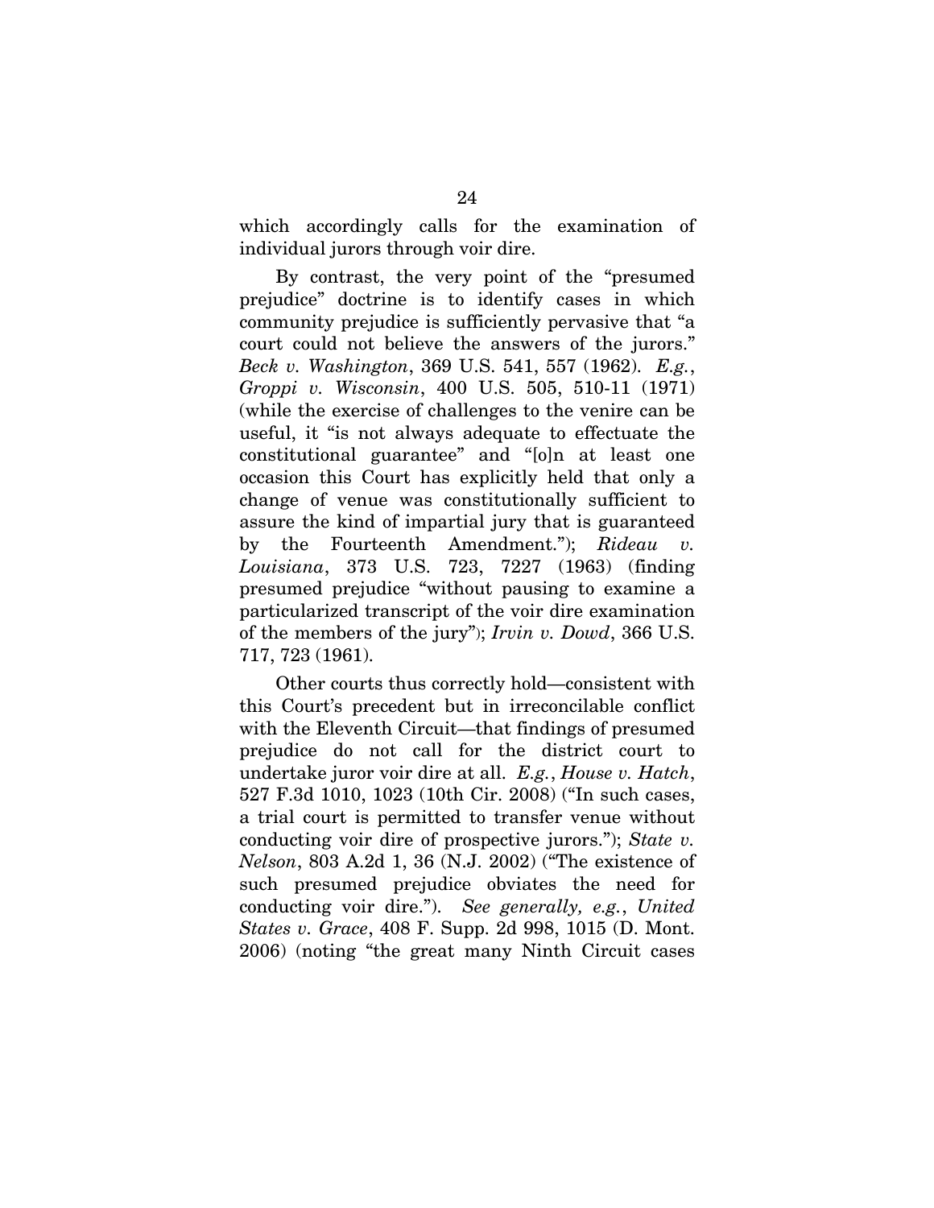which accordingly calls for the examination of individual jurors through voir dire.

By contrast, the very point of the "presumed prejudice" doctrine is to identify cases in which community prejudice is sufficiently pervasive that "a court could not believe the answers of the jurors." *Beck v. Washington*, 369 U.S. 541, 557 (1962). *E.g.*, *Groppi v. Wisconsin*, 400 U.S. 505, 510-11 (1971) (while the exercise of challenges to the venire can be useful, it "is not always adequate to effectuate the constitutional guarantee" and "[o]n at least one occasion this Court has explicitly held that only a change of venue was constitutionally sufficient to assure the kind of impartial jury that is guaranteed by the Fourteenth Amendment."); *Rideau v. Louisiana*, 373 U.S. 723, 7227 (1963) (finding presumed prejudice "without pausing to examine a particularized transcript of the voir dire examination of the members of the jury"); *Irvin v. Dowd*, 366 U.S. 717, 723 (1961).

Other courts thus correctly hold—consistent with this Court's precedent but in irreconcilable conflict with the Eleventh Circuit—that findings of presumed prejudice do not call for the district court to undertake juror voir dire at all. *E.g.*, *House v. Hatch*, 527 F.3d 1010, 1023 (10th Cir. 2008) ("In such cases, a trial court is permitted to transfer venue without conducting voir dire of prospective jurors."); *State v. Nelson*, 803 A.2d 1, 36 (N.J. 2002) ("The existence of such presumed prejudice obviates the need for conducting voir dire."). *See generally, e.g.*, *United States v. Grace*, 408 F. Supp. 2d 998, 1015 (D. Mont. 2006) (noting "the great many Ninth Circuit cases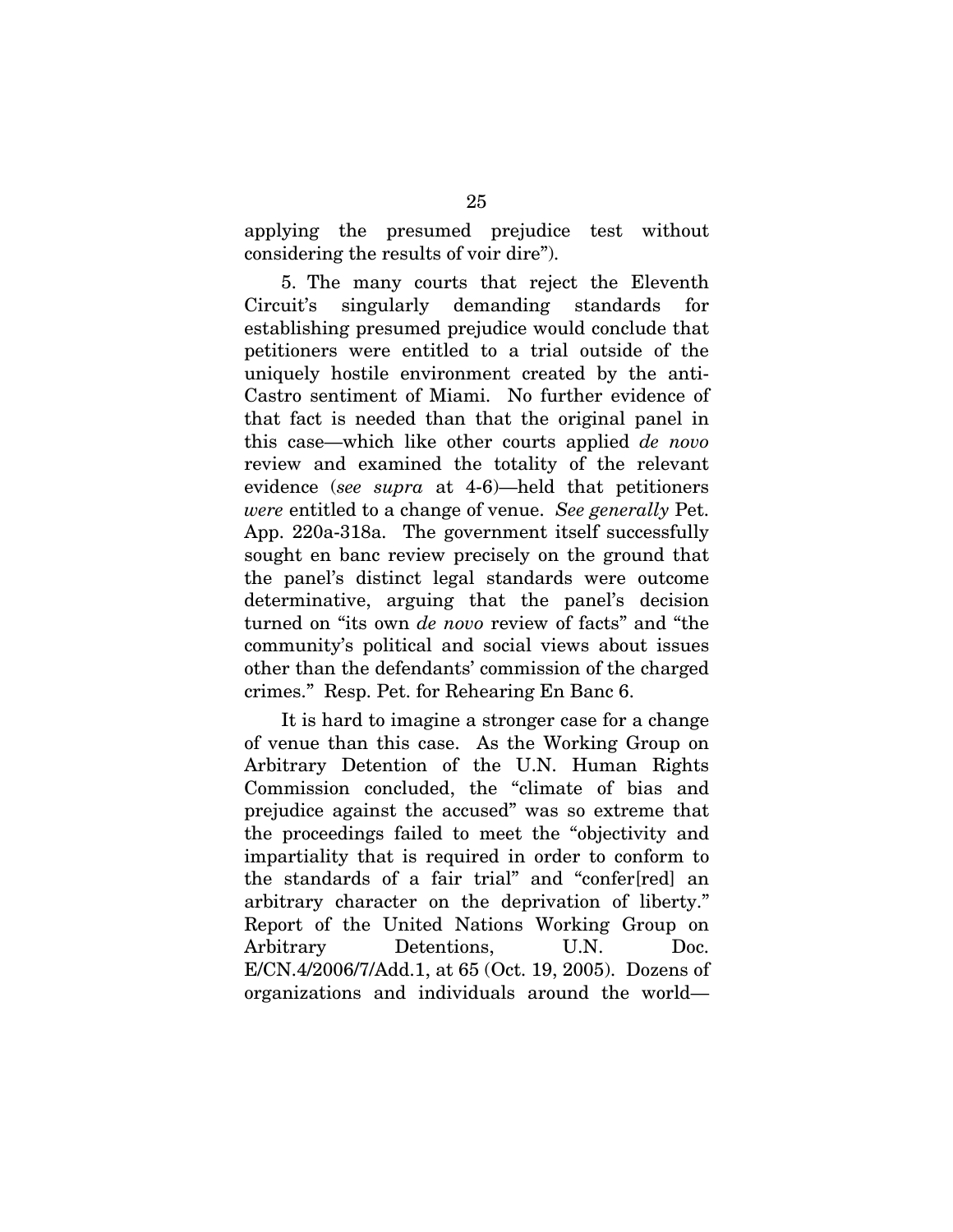applying the presumed prejudice test without considering the results of voir dire").

5. The many courts that reject the Eleventh Circuit's singularly demanding standards for establishing presumed prejudice would conclude that petitioners were entitled to a trial outside of the uniquely hostile environment created by the anti-Castro sentiment of Miami. No further evidence of that fact is needed than that the original panel in this case—which like other courts applied *de novo* review and examined the totality of the relevant evidence (*see supra* at 4-6)—held that petitioners *were* entitled to a change of venue. *See generally* Pet. App. 220a-318a. The government itself successfully sought en banc review precisely on the ground that the panel's distinct legal standards were outcome determinative, arguing that the panel's decision turned on "its own *de novo* review of facts" and "the community's political and social views about issues other than the defendants' commission of the charged crimes." Resp. Pet. for Rehearing En Banc 6.

It is hard to imagine a stronger case for a change of venue than this case. As the Working Group on Arbitrary Detention of the U.N. Human Rights Commission concluded, the "climate of bias and prejudice against the accused" was so extreme that the proceedings failed to meet the "objectivity and impartiality that is required in order to conform to the standards of a fair trial" and "confer[red] an arbitrary character on the deprivation of liberty." Report of the United Nations Working Group on Arbitrary Detentions, U.N. Doc. E/CN.4/2006/7/Add.1, at 65 (Oct. 19, 2005). Dozens of organizations and individuals around the world—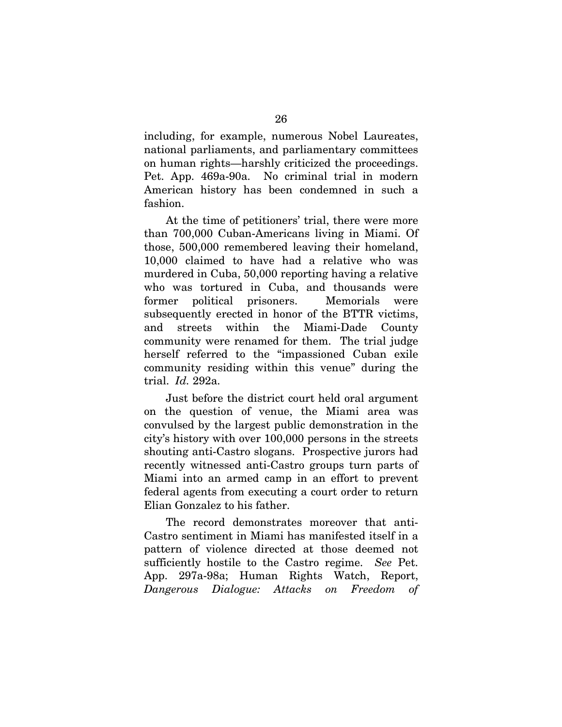including, for example, numerous Nobel Laureates, national parliaments, and parliamentary committees on human rights—harshly criticized the proceedings. Pet. App. 469a-90a. No criminal trial in modern American history has been condemned in such a fashion.

At the time of petitioners' trial, there were more than 700,000 Cuban-Americans living in Miami. Of those, 500,000 remembered leaving their homeland, 10,000 claimed to have had a relative who was murdered in Cuba, 50,000 reporting having a relative who was tortured in Cuba, and thousands were former political prisoners. Memorials were subsequently erected in honor of the BTTR victims, and streets within the Miami-Dade County community were renamed for them. The trial judge herself referred to the "impassioned Cuban exile community residing within this venue" during the trial. *Id.* 292a.

Just before the district court held oral argument on the question of venue, the Miami area was convulsed by the largest public demonstration in the city's history with over 100,000 persons in the streets shouting anti-Castro slogans. Prospective jurors had recently witnessed anti-Castro groups turn parts of Miami into an armed camp in an effort to prevent federal agents from executing a court order to return Elian Gonzalez to his father.

The record demonstrates moreover that anti-Castro sentiment in Miami has manifested itself in a pattern of violence directed at those deemed not sufficiently hostile to the Castro regime. *See* Pet. App. 297a-98a; Human Rights Watch, Report, *Dangerous Dialogue: Attacks on Freedom of*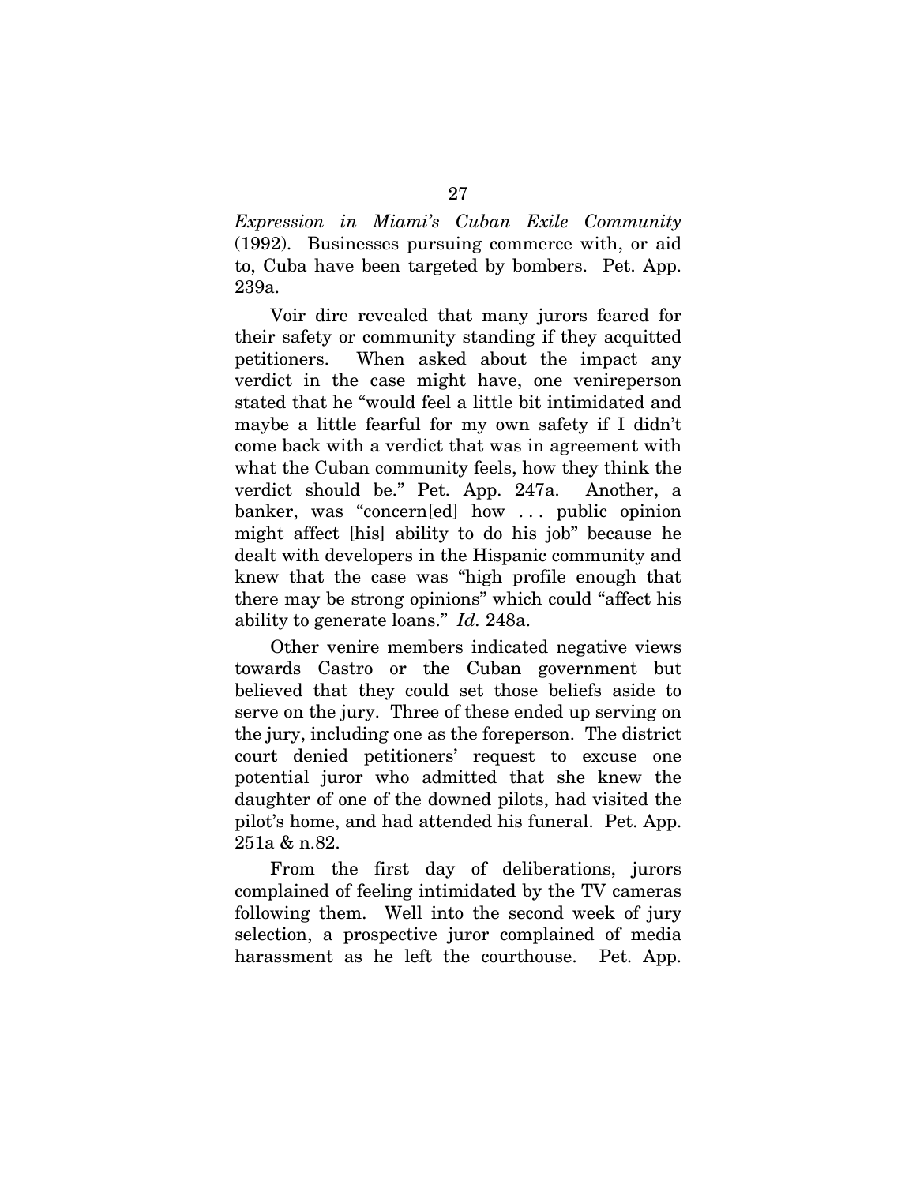*Expression in Miami's Cuban Exile Community* (1992). Businesses pursuing commerce with, or aid to, Cuba have been targeted by bombers. Pet. App. 239a.

Voir dire revealed that many jurors feared for their safety or community standing if they acquitted petitioners. When asked about the impact any verdict in the case might have, one venireperson stated that he "would feel a little bit intimidated and maybe a little fearful for my own safety if I didn't come back with a verdict that was in agreement with what the Cuban community feels, how they think the verdict should be." Pet. App. 247a. Another, a banker, was "concern[ed] how . . . public opinion might affect [his] ability to do his job" because he dealt with developers in the Hispanic community and knew that the case was "high profile enough that there may be strong opinions" which could "affect his ability to generate loans." *Id.* 248a.

Other venire members indicated negative views towards Castro or the Cuban government but believed that they could set those beliefs aside to serve on the jury. Three of these ended up serving on the jury, including one as the foreperson. The district court denied petitioners' request to excuse one potential juror who admitted that she knew the daughter of one of the downed pilots, had visited the pilot's home, and had attended his funeral. Pet. App. 251a & n.82.

From the first day of deliberations, jurors complained of feeling intimidated by the TV cameras following them. Well into the second week of jury selection, a prospective juror complained of media harassment as he left the courthouse. Pet. App.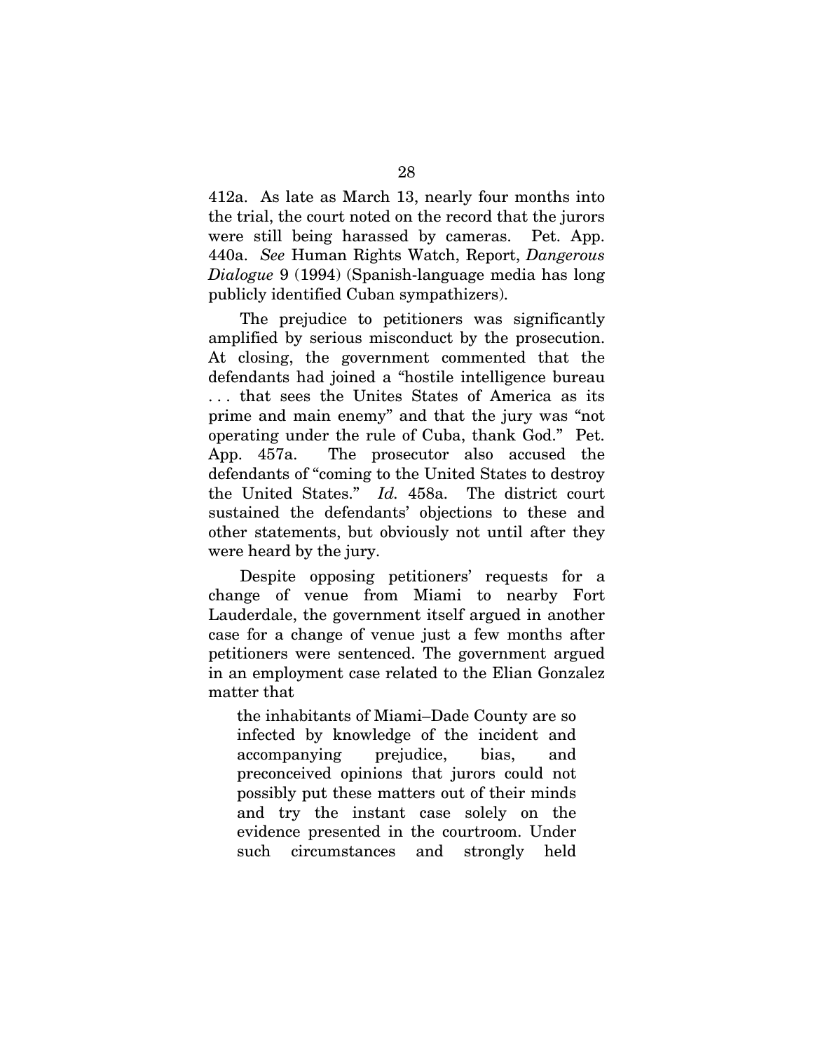412a. As late as March 13, nearly four months into the trial, the court noted on the record that the jurors were still being harassed by cameras. Pet. App. 440a. *See* Human Rights Watch, Report, *Dangerous Dialogue* 9 (1994) (Spanish-language media has long publicly identified Cuban sympathizers).

The prejudice to petitioners was significantly amplified by serious misconduct by the prosecution. At closing, the government commented that the defendants had joined a "hostile intelligence bureau . . . that sees the Unites States of America as its prime and main enemy" and that the jury was "not operating under the rule of Cuba, thank God." Pet. App. 457a. The prosecutor also accused the defendants of "coming to the United States to destroy the United States." *Id.* 458a. The district court sustained the defendants' objections to these and other statements, but obviously not until after they were heard by the jury.

Despite opposing petitioners' requests for a change of venue from Miami to nearby Fort Lauderdale, the government itself argued in another case for a change of venue just a few months after petitioners were sentenced. The government argued in an employment case related to the Elian Gonzalez matter that

> the inhabitants of Miami–Dade County are so infected by knowledge of the incident and accompanying prejudice, bias, and preconceived opinions that jurors could not possibly put these matters out of their minds and try the instant case solely on the evidence presented in the courtroom. Under such circumstances and strongly held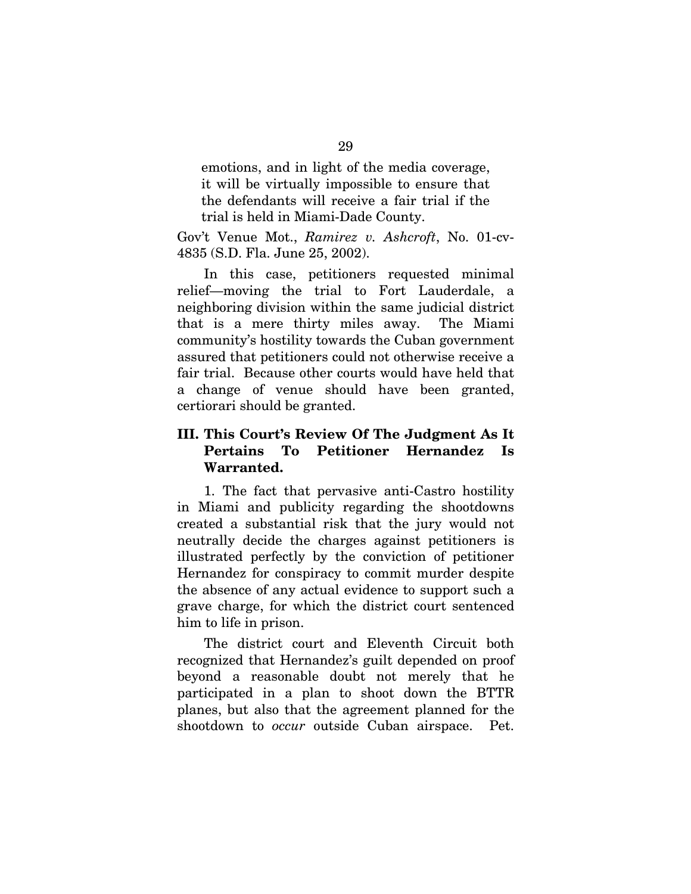> emotions, and in light of the media coverage, it will be virtually impossible to ensure that the defendants will receive a fair trial if the trial is held in Miami-Dade County.

Gov't Venue Mot., *Ramirez v. Ashcroft*, No. 01-cv-4835 (S.D. Fla. June 25, 2002).

In this case, petitioners requested minimal relief—moving the trial to Fort Lauderdale, a neighboring division within the same judicial district that is a mere thirty miles away. The Miami community's hostility towards the Cuban government assured that petitioners could not otherwise receive a fair trial. Because other courts would have held that a change of venue should have been granted, certiorari should be granted.

## III. This Court's Review Of The Judgment As It Pertains To Petitioner Hernandez Is Warranted.

1. The fact that pervasive anti-Castro hostility in Miami and publicity regarding the shootdowns created a substantial risk that the jury would not neutrally decide the charges against petitioners is illustrated perfectly by the conviction of petitioner Hernandez for conspiracy to commit murder despite the absence of any actual evidence to support such a grave charge, for which the district court sentenced him to life in prison.

The district court and Eleventh Circuit both recognized that Hernandez's guilt depended on proof beyond a reasonable doubt not merely that he participated in a plan to shoot down the BTTR planes, but also that the agreement planned for the shootdown to *occur* outside Cuban airspace. Pet.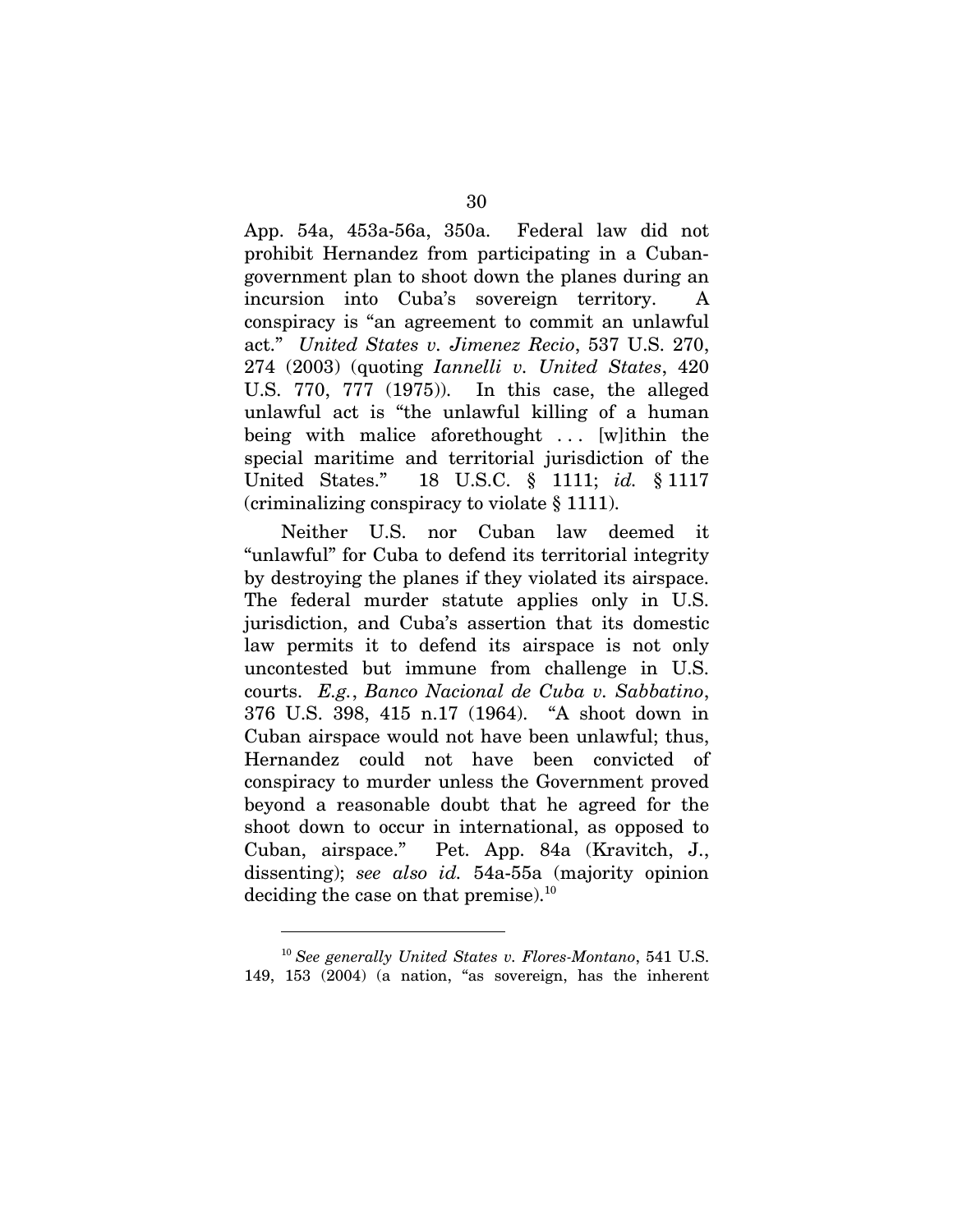App. 54a, 453a-56a, 350a. Federal law did not prohibit Hernandez from participating in a Cuban-government plan to shoot down the planes during an incursion into Cuba's sovereign territory. A conspiracy is "an agreement to commit an unlawful act." *United States v. Jimenez Recio*, 537 U.S. 270, 274 (2003) (quoting *Iannelli v. United States*, 420 U.S. 770, 777 (1975)). In this case, the alleged unlawful act is "the unlawful killing of a human being with malice aforethought . . . [w]ithin the special maritime and territorial jurisdiction of the United States." 18 U.S.C. § 1111; *id.* § 1117 (criminalizing conspiracy to violate § 1111).

Neither U.S. nor Cuban law deemed it "unlawful" for Cuba to defend its territorial integrity by destroying the planes if they violated its airspace. The federal murder statute applies only in U.S. jurisdiction, and Cuba's assertion that its domestic law permits it to defend its airspace is not only uncontested but immune from challenge in U.S. courts. *E.g.*, *Banco Nacional de Cuba v. Sabbatino*, 376 U.S. 398, 415 n.17 (1964). "A shoot down in Cuban airspace would not have been unlawful; thus, Hernandez could not have been convicted of conspiracy to murder unless the Government proved beyond a reasonable doubt that he agreed for the shoot down to occur in international, as opposed to Cuban, airspace." Pet. App. 84a (Kravitch, J., dissenting); *see also id.* 54a-55a (majority opinion deciding the case on that premise).[10]

---

[10] *See generally United States v. Flores-Montano*, 541 U.S. 149, 153 (2004) (a nation, "as sovereign, has the inherent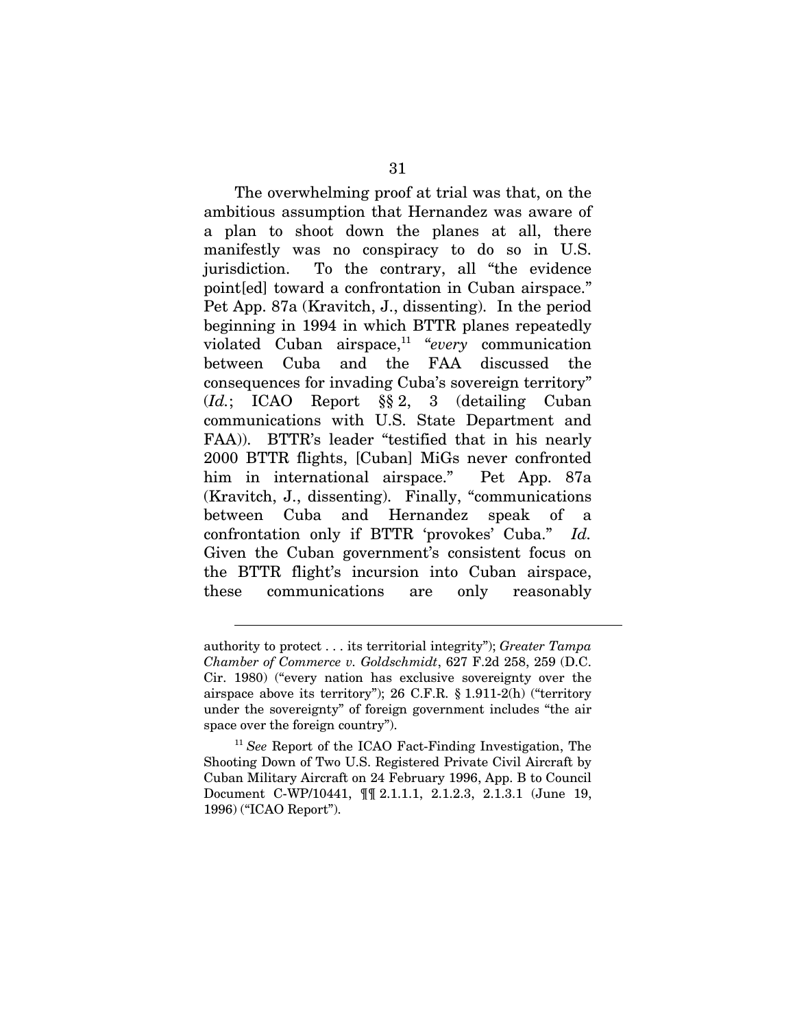The overwhelming proof at trial was that, on the ambitious assumption that Hernandez was aware of a plan to shoot down the planes at all, there manifestly was no conspiracy to do so in U.S. jurisdiction. To the contrary, all "the evidence point[ed] toward a confrontation in Cuban airspace." Pet App. 87a (Kravitch, J., dissenting). In the period beginning in 1994 in which BTTR planes repeatedly violated Cuban airspace,[11] "*every* communication between Cuba and the FAA discussed the consequences for invading Cuba's sovereign territory" (*Id.*; ICAO Report §§ 2, 3 (detailing Cuban communications with U.S. State Department and FAA)). BTTR's leader "testified that in his nearly 2000 BTTR flights, [Cuban] MiGs never confronted him in international airspace." Pet App. 87a (Kravitch, J., dissenting). Finally, "communications between Cuba and Hernandez speak of a confrontation only if BTTR 'provokes' Cuba." *Id.* Given the Cuban government's consistent focus on the BTTR flight's incursion into Cuban airspace, these communications are only reasonably

---

authority to protect . . . its territorial integrity"); *Greater Tampa Chamber of Commerce v. Goldschmidt*, 627 F.2d 258, 259 (D.C. Cir. 1980) ("every nation has exclusive sovereignty over the airspace above its territory"); 26 C.F.R. § 1.911-2(h) ("territory under the sovereignty" of foreign government includes "the air space over the foreign country").

[11] *See* Report of the ICAO Fact-Finding Investigation, The Shooting Down of Two U.S. Registered Private Civil Aircraft by Cuban Military Aircraft on 24 February 1996, App. B to Council Document C-WP/10441, ¶¶ 2.1.1.1, 2.1.2.3, 2.1.3.1 (June 19, 1996) ("ICAO Report").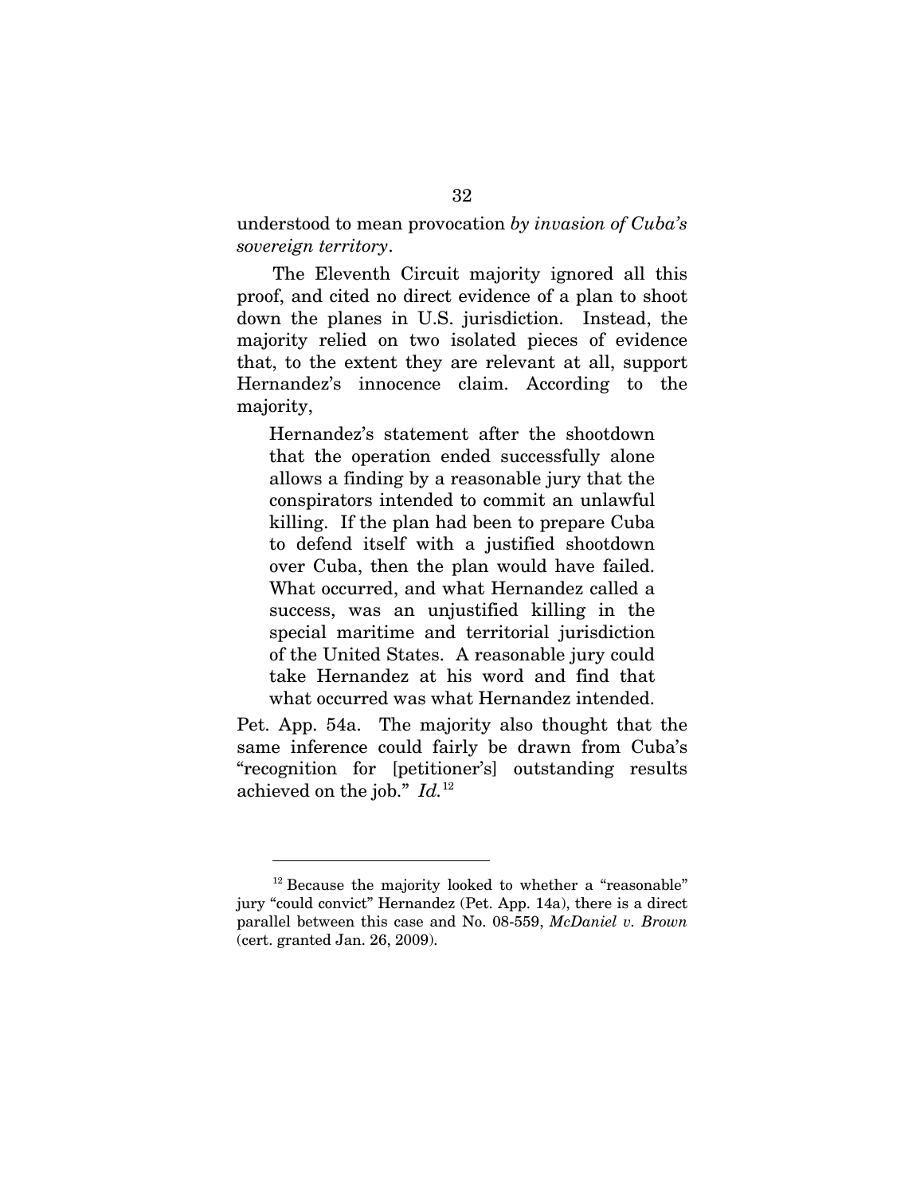understood to mean provocation *by invasion of Cuba's sovereign territory*.

The Eleventh Circuit majority ignored all this proof, and cited no direct evidence of a plan to shoot down the planes in U.S. jurisdiction. Instead, the majority relied on two isolated pieces of evidence that, to the extent they are relevant at all, support Hernandez's innocence claim. According to the majority,

> Hernandez's statement after the shootdown that the operation ended successfully alone allows a finding by a reasonable jury that the conspirators intended to commit an unlawful killing. If the plan had been to prepare Cuba to defend itself with a justified shootdown over Cuba, then the plan would have failed. What occurred, and what Hernandez called a success, was an unjustified killing in the special maritime and territorial jurisdiction of the United States. A reasonable jury could take Hernandez at his word and find that what occurred was what Hernandez intended.

Pet. App. 54a. The majority also thought that the same inference could fairly be drawn from Cuba's "recognition for [petitioner's] outstanding results achieved on the job." *Id.*[12]

---

[12] Because the majority looked to whether a "reasonable" jury "could convict" Hernandez (Pet. App. 14a), there is a direct parallel between this case and No. 08-559, *McDaniel v. Brown* (cert. granted Jan. 26, 2009).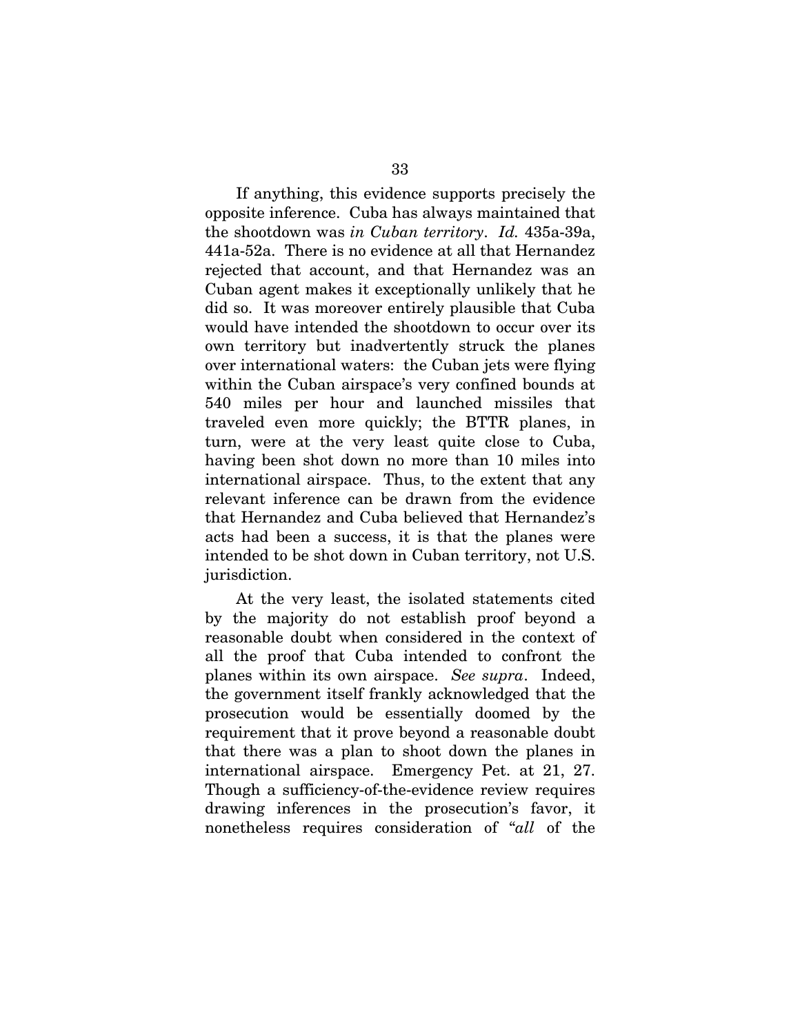If anything, this evidence supports precisely the opposite inference. Cuba has always maintained that the shootdown was *in Cuban territory*. *Id.* 435a-39a, 441a-52a. There is no evidence at all that Hernandez rejected that account, and that Hernandez was an Cuban agent makes it exceptionally unlikely that he did so. It was moreover entirely plausible that Cuba would have intended the shootdown to occur over its own territory but inadvertently struck the planes over international waters: the Cuban jets were flying within the Cuban airspace's very confined bounds at 540 miles per hour and launched missiles that traveled even more quickly; the BTTR planes, in turn, were at the very least quite close to Cuba, having been shot down no more than 10 miles into international airspace. Thus, to the extent that any relevant inference can be drawn from the evidence that Hernandez and Cuba believed that Hernandez's acts had been a success, it is that the planes were intended to be shot down in Cuban territory, not U.S. jurisdiction.

At the very least, the isolated statements cited by the majority do not establish proof beyond a reasonable doubt when considered in the context of all the proof that Cuba intended to confront the planes within its own airspace. *See supra*. Indeed, the government itself frankly acknowledged that the prosecution would be essentially doomed by the requirement that it prove beyond a reasonable doubt that there was a plan to shoot down the planes in international airspace. Emergency Pet. at 21, 27. Though a sufficiency-of-the-evidence review requires drawing inferences in the prosecution's favor, it nonetheless requires consideration of "*all* of the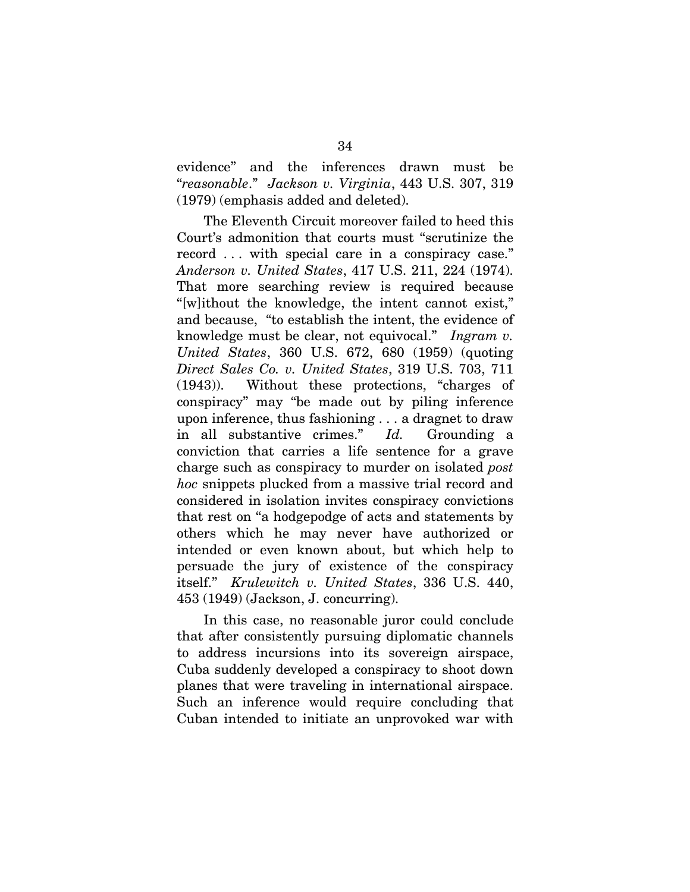evidence" and the inferences drawn must be "*reasonable*." *Jackson v. Virginia*, 443 U.S. 307, 319 (1979) (emphasis added and deleted).

The Eleventh Circuit moreover failed to heed this Court's admonition that courts must "scrutinize the record . . . with special care in a conspiracy case." *Anderson v. United States*, 417 U.S. 211, 224 (1974). That more searching review is required because "[w]ithout the knowledge, the intent cannot exist," and because, "to establish the intent, the evidence of knowledge must be clear, not equivocal." *Ingram v. United States*, 360 U.S. 672, 680 (1959) (quoting *Direct Sales Co. v. United States*, 319 U.S. 703, 711 (1943)). Without these protections, "charges of conspiracy" may "be made out by piling inference upon inference, thus fashioning . . . a dragnet to draw in all substantive crimes." *Id.* Grounding a conviction that carries a life sentence for a grave charge such as conspiracy to murder on isolated *post hoc* snippets plucked from a massive trial record and considered in isolation invites conspiracy convictions that rest on "a hodgepodge of acts and statements by others which he may never have authorized or intended or even known about, but which help to persuade the jury of existence of the conspiracy itself." *Krulewitch v. United States*, 336 U.S. 440, 453 (1949) (Jackson, J. concurring).

In this case, no reasonable juror could conclude that after consistently pursuing diplomatic channels to address incursions into its sovereign airspace, Cuba suddenly developed a conspiracy to shoot down planes that were traveling in international airspace. Such an inference would require concluding that Cuban intended to initiate an unprovoked war with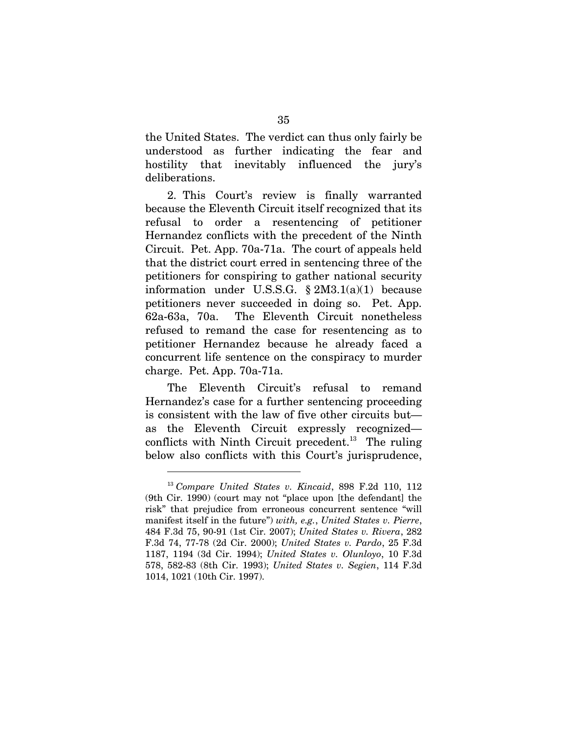the United States. The verdict can thus only fairly be understood as further indicating the fear and hostility that inevitably influenced the jury's deliberations.

2. This Court's review is finally warranted because the Eleventh Circuit itself recognized that its refusal to order a resentencing of petitioner Hernandez conflicts with the precedent of the Ninth Circuit. Pet. App. 70a-71a. The court of appeals held that the district court erred in sentencing three of the petitioners for conspiring to gather national security information under U.S.S.G. § 2M3.1(a)(1) because petitioners never succeeded in doing so. Pet. App. 62a-63a, 70a. The Eleventh Circuit nonetheless refused to remand the case for resentencing as to petitioner Hernandez because he already faced a concurrent life sentence on the conspiracy to murder charge. Pet. App. 70a-71a.

The Eleventh Circuit's refusal to remand Hernandez's case for a further sentencing proceeding is consistent with the law of five other circuits but—as the Eleventh Circuit expressly recognized—conflicts with Ninth Circuit precedent.[13] The ruling below also conflicts with this Court's jurisprudence,

---

[13] *Compare United States v. Kincaid*, 898 F.2d 110, 112 (9th Cir. 1990) (court may not "place upon [the defendant] the risk" that prejudice from erroneous concurrent sentence "will manifest itself in the future") *with, e.g.*, *United States v. Pierre*, 484 F.3d 75, 90-91 (1st Cir. 2007); *United States v. Rivera*, 282 F.3d 74, 77-78 (2d Cir. 2000); *United States v. Pardo*, 25 F.3d 1187, 1194 (3d Cir. 1994); *United States v. Olunloyo*, 10 F.3d 578, 582-83 (8th Cir. 1993); *United States v. Segien*, 114 F.3d 1014, 1021 (10th Cir. 1997).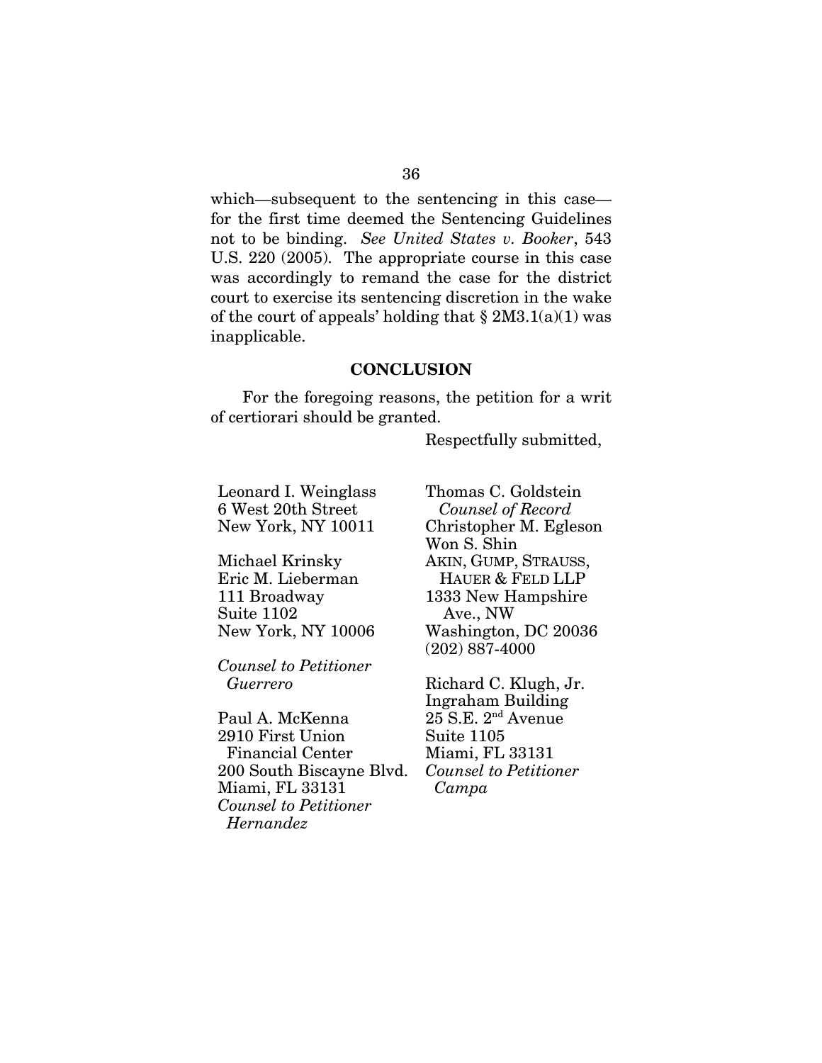which—subsequent to the sentencing in this case—for the first time deemed the Sentencing Guidelines not to be binding. *See United States v. Booker*, 543 U.S. 220 (2005). The appropriate course in this case was accordingly to remand the case for the district court to exercise its sentencing discretion in the wake of the court of appeals' holding that § 2M3.1(a)(1) was inapplicable.

## CONCLUSION

For the foregoing reasons, the petition for a writ of certiorari should be granted.

Respectfully submitted,

Leonard I. Weinglass
6 West 20th Street
New York, NY 10011

Michael Krinsky
Eric M. Lieberman
111 Broadway
Suite 1102
New York, NY 10006

*Counsel to Petitioner Guerrero*

Paul A. McKenna
2910 First Union Financial Center
200 South Biscayne Blvd.
Miami, FL 33131
*Counsel to Petitioner Hernandez*

Thomas C. Goldstein
*Counsel of Record*
Christopher M. Egleson
Won S. Shin
AKIN, GUMP, STRAUSS, HAUER & FELD LLP
1333 New Hampshire Ave., NW
Washington, DC 20036
(202) 887-4000

Richard C. Klugh, Jr.
Ingraham Building
25 S.E. 2nd Avenue
Suite 1105
Miami, FL 33131
*Counsel to Petitioner Campa*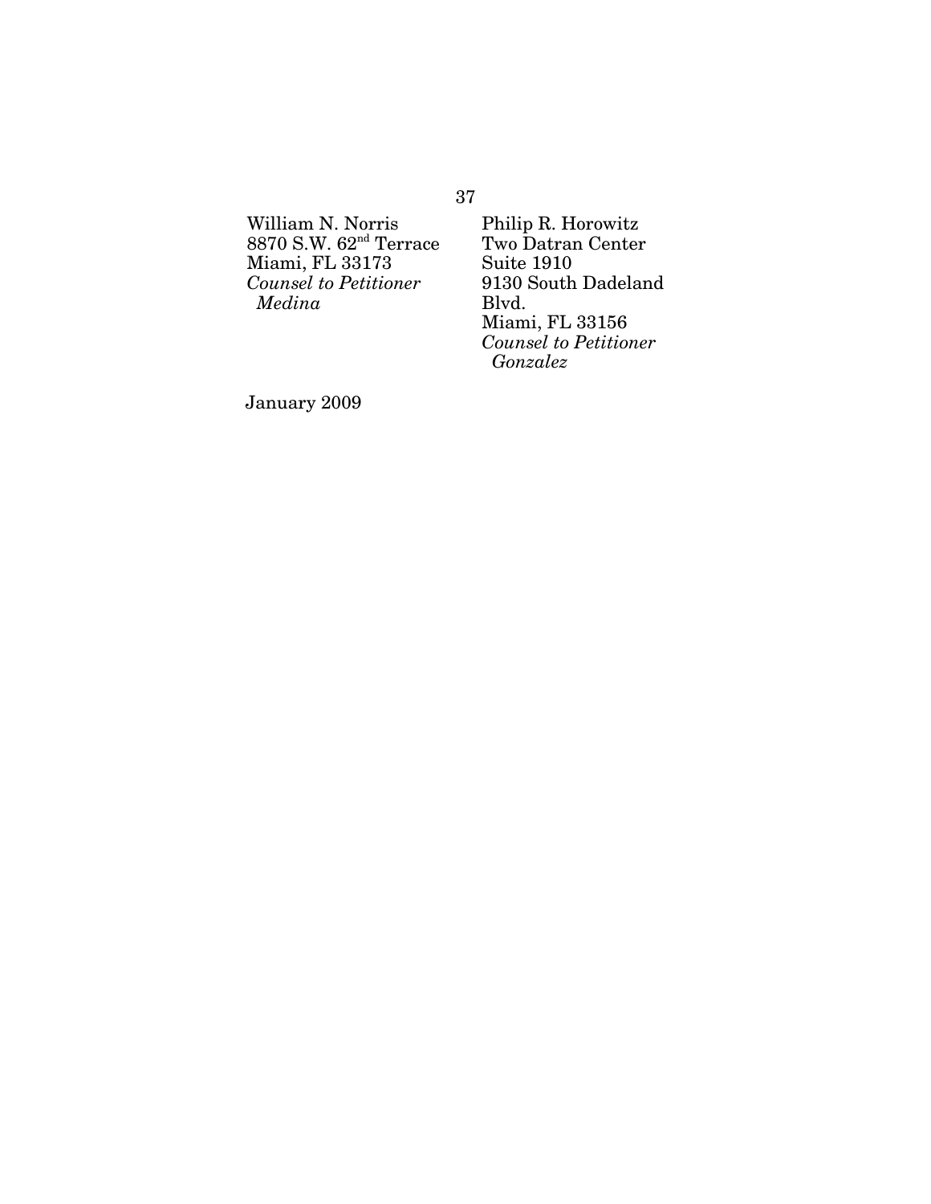William N. Norris
8870 S.W. 62$^{nd}$ Terrace
Miami, FL 33173
*Counsel to Petitioner Medina*

Philip R. Horowitz
Two Datran Center
Suite 1910
9130 South Dadeland Blvd.
Miami, FL 33156
*Counsel to Petitioner Gonzalez*

January 2009